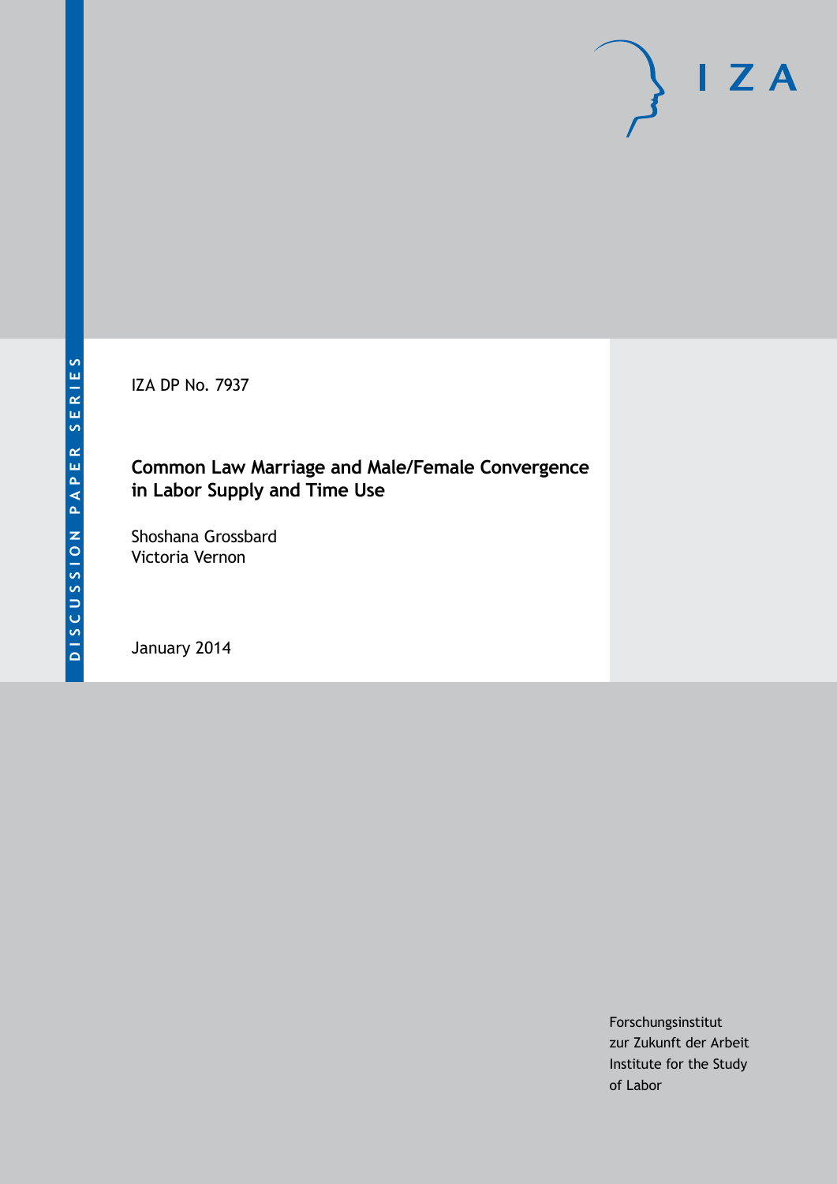DISCUSSION PAPER SERIES

IZA DP No. 7937

# Common Law Marriage and Male/Female Convergence in Labor Supply and Time Use

Shoshana Grossbard
Victoria Vernon

January 2014

Forschungsinstitut
zur Zukunft der Arbeit
Institute for the Study
of Labor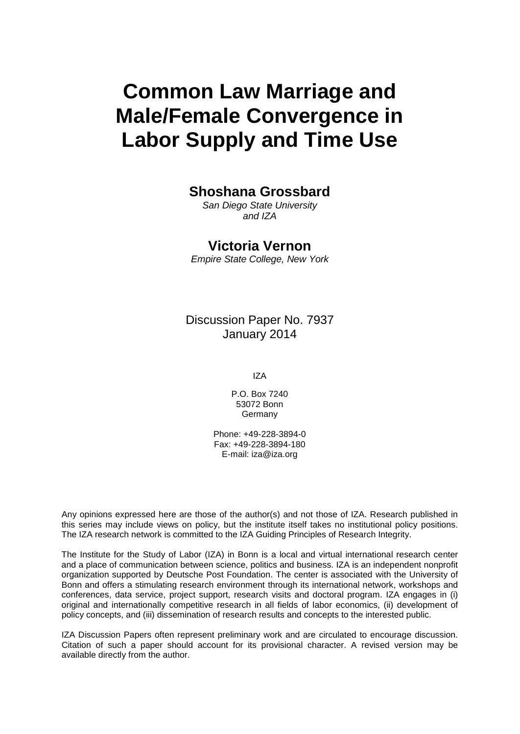# Common Law Marriage and Male/Female Convergence in Labor Supply and Time Use

**Shoshana Grossbard**

*San Diego State University and IZA*

**Victoria Vernon**

*Empire State College, New York*

Discussion Paper No. 7937
January 2014

IZA

P.O. Box 7240
53072 Bonn
Germany

Phone: +49-228-3894-0
Fax: +49-228-3894-180
E-mail: iza@iza.org

Any opinions expressed here are those of the author(s) and not those of IZA. Research published in this series may include views on policy, but the institute itself takes no institutional policy positions. The IZA research network is committed to the IZA Guiding Principles of Research Integrity.

The Institute for the Study of Labor (IZA) in Bonn is a local and virtual international research center and a place of communication between science, politics and business. IZA is an independent nonprofit organization supported by Deutsche Post Foundation. The center is associated with the University of Bonn and offers a stimulating research environment through its international network, workshops and conferences, data service, project support, research visits and doctoral program. IZA engages in (i) original and internationally competitive research in all fields of labor economics, (ii) development of policy concepts, and (iii) dissemination of research results and concepts to the interested public.

IZA Discussion Papers often represent preliminary work and are circulated to encourage discussion. Citation of such a paper should account for its provisional character. A revised version may be available directly from the author.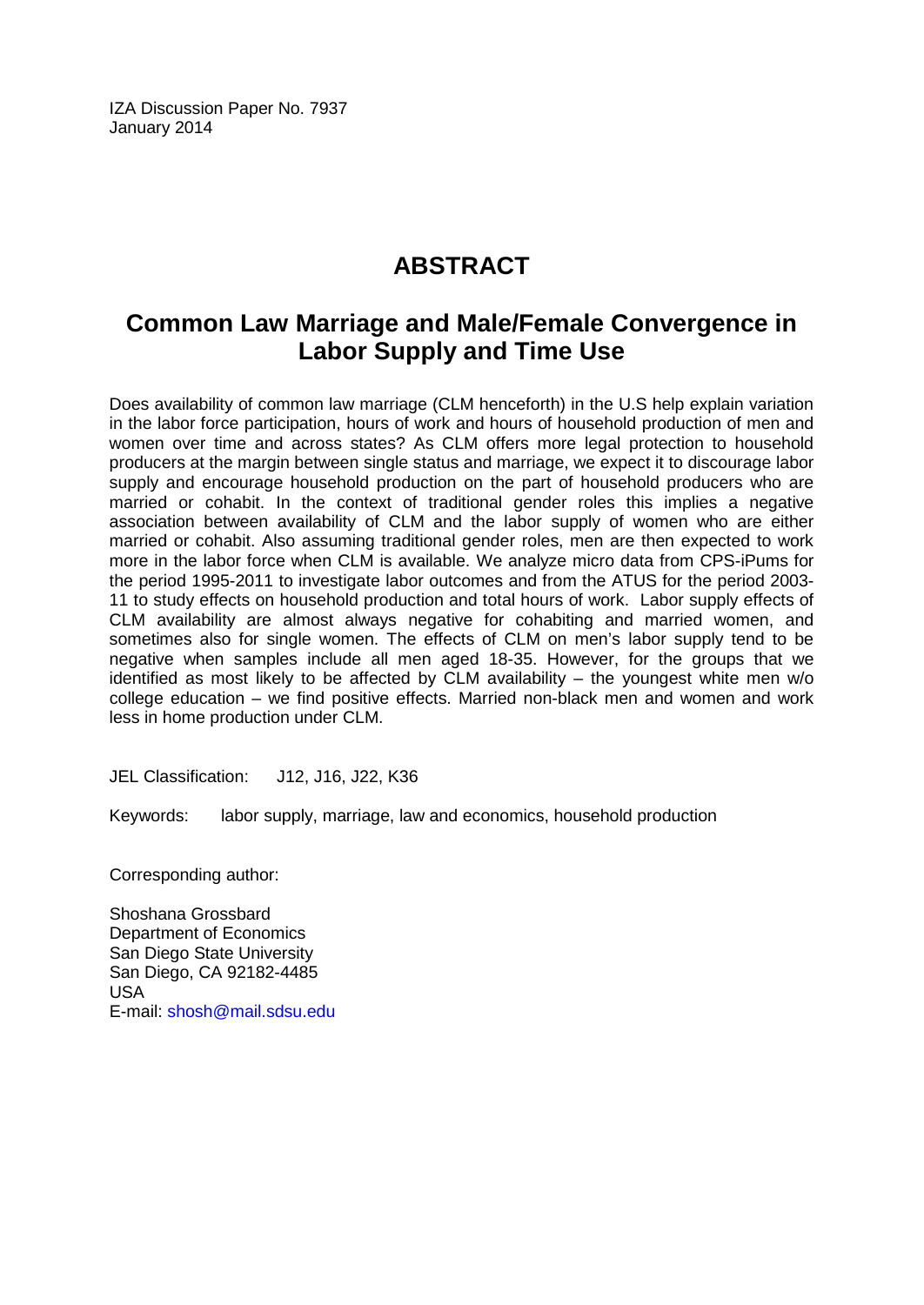IZA Discussion Paper No. 7937
January 2014

# ABSTRACT

## Common Law Marriage and Male/Female Convergence in Labor Supply and Time Use

Does availability of common law marriage (CLM henceforth) in the U.S help explain variation in the labor force participation, hours of work and hours of household production of men and women over time and across states? As CLM offers more legal protection to household producers at the margin between single status and marriage, we expect it to discourage labor supply and encourage household production on the part of household producers who are married or cohabit. In the context of traditional gender roles this implies a negative association between availability of CLM and the labor supply of women who are either married or cohabit. Also assuming traditional gender roles, men are then expected to work more in the labor force when CLM is available. We analyze micro data from CPS-iPums for the period 1995-2011 to investigate labor outcomes and from the ATUS for the period 2003-11 to study effects on household production and total hours of work. Labor supply effects of CLM availability are almost always negative for cohabiting and married women, and sometimes also for single women. The effects of CLM on men's labor supply tend to be negative when samples include all men aged 18-35. However, for the groups that we identified as most likely to be affected by CLM availability – the youngest white men w/o college education – we find positive effects. Married non-black men and women and work less in home production under CLM.

JEL Classification: J12, J16, J22, K36

Keywords: labor supply, marriage, law and economics, household production

Corresponding author:

Shoshana Grossbard
Department of Economics
San Diego State University
San Diego, CA 92182-4485
USA
E-mail: shosh@mail.sdsu.edu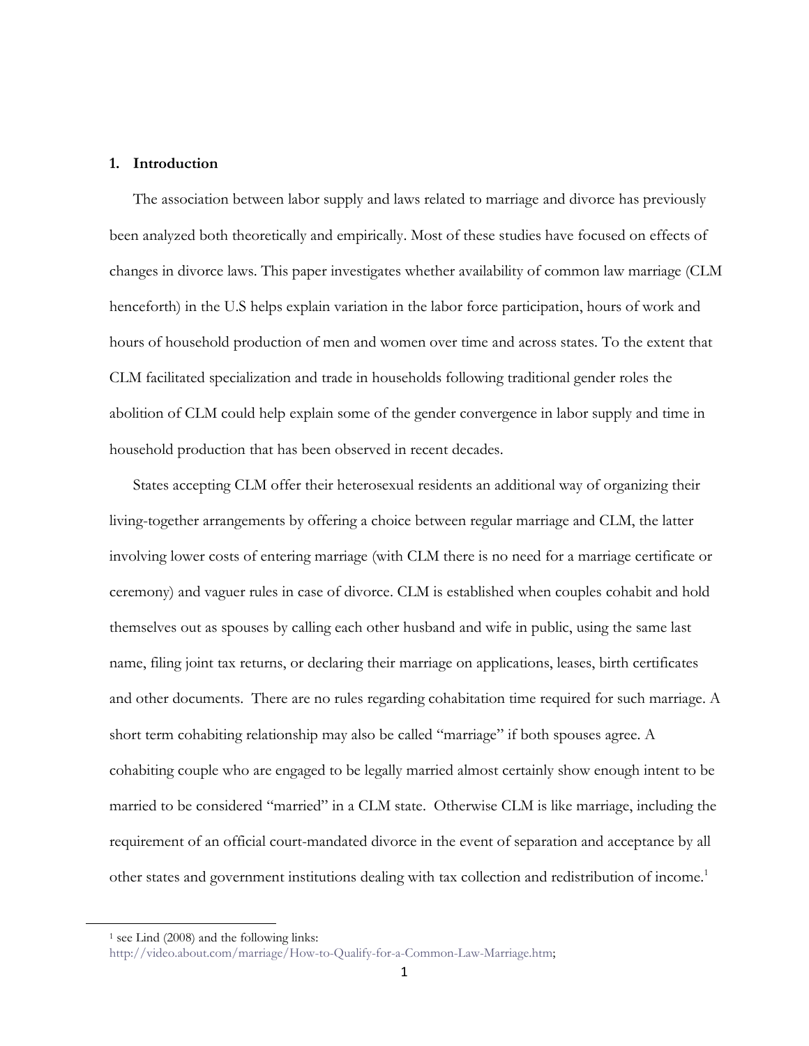## 1. Introduction

The association between labor supply and laws related to marriage and divorce has previously been analyzed both theoretically and empirically. Most of these studies have focused on effects of changes in divorce laws. This paper investigates whether availability of common law marriage (CLM henceforth) in the U.S helps explain variation in the labor force participation, hours of work and hours of household production of men and women over time and across states. To the extent that CLM facilitated specialization and trade in households following traditional gender roles the abolition of CLM could help explain some of the gender convergence in labor supply and time in household production that has been observed in recent decades.

States accepting CLM offer their heterosexual residents an additional way of organizing their living-together arrangements by offering a choice between regular marriage and CLM, the latter involving lower costs of entering marriage (with CLM there is no need for a marriage certificate or ceremony) and vaguer rules in case of divorce. CLM is established when couples cohabit and hold themselves out as spouses by calling each other husband and wife in public, using the same last name, filing joint tax returns, or declaring their marriage on applications, leases, birth certificates and other documents. There are no rules regarding cohabitation time required for such marriage. A short term cohabiting relationship may also be called "marriage" if both spouses agree. A cohabiting couple who are engaged to be legally married almost certainly show enough intent to be married to be considered "married" in a CLM state. Otherwise CLM is like marriage, including the requirement of an official court-mandated divorce in the event of separation and acceptance by all other states and government institutions dealing with tax collection and redistribution of income.[1]

[1] see Lind (2008) and the following links: http://video.about.com/marriage/How-to-Qualify-for-a-Common-Law-Marriage.htm;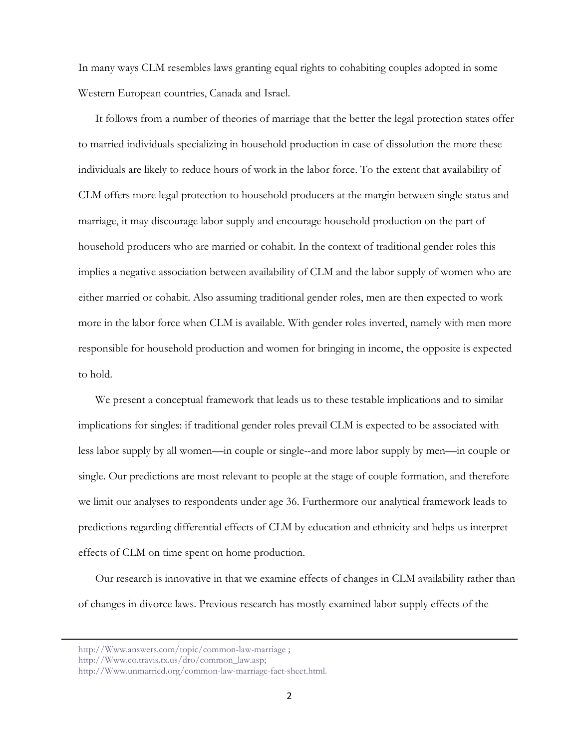In many ways CLM resembles laws granting equal rights to cohabiting couples adopted in some Western European countries, Canada and Israel.

It follows from a number of theories of marriage that the better the legal protection states offer to married individuals specializing in household production in case of dissolution the more these individuals are likely to reduce hours of work in the labor force. To the extent that availability of CLM offers more legal protection to household producers at the margin between single status and marriage, it may discourage labor supply and encourage household production on the part of household producers who are married or cohabit. In the context of traditional gender roles this implies a negative association between availability of CLM and the labor supply of women who are either married or cohabit. Also assuming traditional gender roles, men are then expected to work more in the labor force when CLM is available. With gender roles inverted, namely with men more responsible for household production and women for bringing in income, the opposite is expected to hold.

We present a conceptual framework that leads us to these testable implications and to similar implications for singles: if traditional gender roles prevail CLM is expected to be associated with less labor supply by all women—in couple or single--and more labor supply by men—in couple or single. Our predictions are most relevant to people at the stage of couple formation, and therefore we limit our analyses to respondents under age 36. Furthermore our analytical framework leads to predictions regarding differential effects of CLM by education and ethnicity and helps us interpret effects of CLM on time spent on home production.

Our research is innovative in that we examine effects of changes in CLM availability rather than of changes in divorce laws. Previous research has mostly examined labor supply effects of the

---

http://Www.answers.com/topic/common-law-marriage ;
http://Www.co.travis.tx.us/dro/common_law.asp;
http://Www.unmarried.org/common-law-marriage-fact-sheet.html.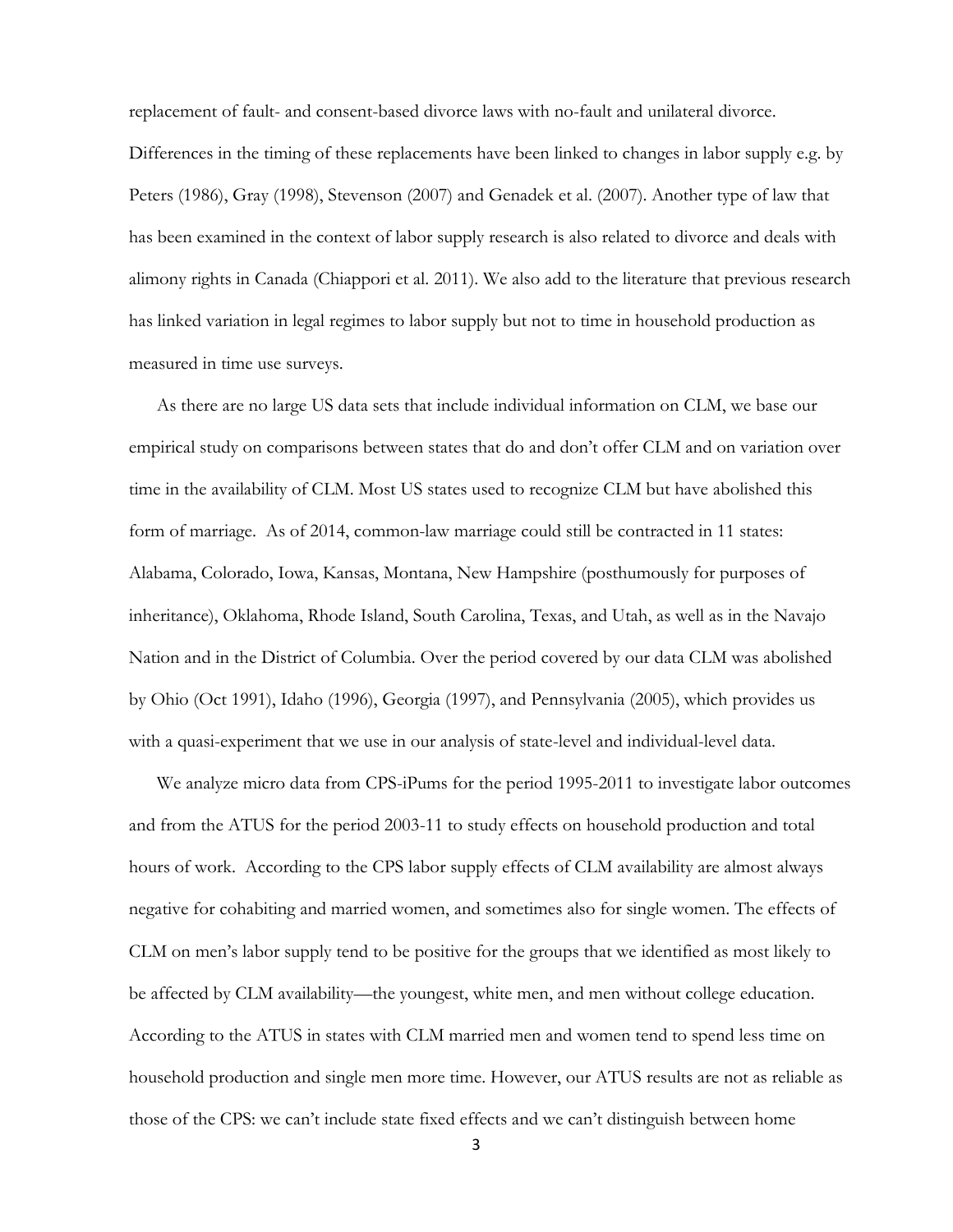replacement of fault- and consent-based divorce laws with no-fault and unilateral divorce. Differences in the timing of these replacements have been linked to changes in labor supply e.g. by Peters (1986), Gray (1998), Stevenson (2007) and Genadek et al. (2007). Another type of law that has been examined in the context of labor supply research is also related to divorce and deals with alimony rights in Canada (Chiappori et al. 2011). We also add to the literature that previous research has linked variation in legal regimes to labor supply but not to time in household production as measured in time use surveys.

As there are no large US data sets that include individual information on CLM, we base our empirical study on comparisons between states that do and don't offer CLM and on variation over time in the availability of CLM. Most US states used to recognize CLM but have abolished this form of marriage. As of 2014, common-law marriage could still be contracted in 11 states: Alabama, Colorado, Iowa, Kansas, Montana, New Hampshire (posthumously for purposes of inheritance), Oklahoma, Rhode Island, South Carolina, Texas, and Utah, as well as in the Navajo Nation and in the District of Columbia. Over the period covered by our data CLM was abolished by Ohio (Oct 1991), Idaho (1996), Georgia (1997), and Pennsylvania (2005), which provides us with a quasi-experiment that we use in our analysis of state-level and individual-level data.

We analyze micro data from CPS-iPums for the period 1995-2011 to investigate labor outcomes and from the ATUS for the period 2003-11 to study effects on household production and total hours of work. According to the CPS labor supply effects of CLM availability are almost always negative for cohabiting and married women, and sometimes also for single women. The effects of CLM on men's labor supply tend to be positive for the groups that we identified as most likely to be affected by CLM availability—the youngest, white men, and men without college education. According to the ATUS in states with CLM married men and women tend to spend less time on household production and single men more time. However, our ATUS results are not as reliable as those of the CPS: we can't include state fixed effects and we can't distinguish between home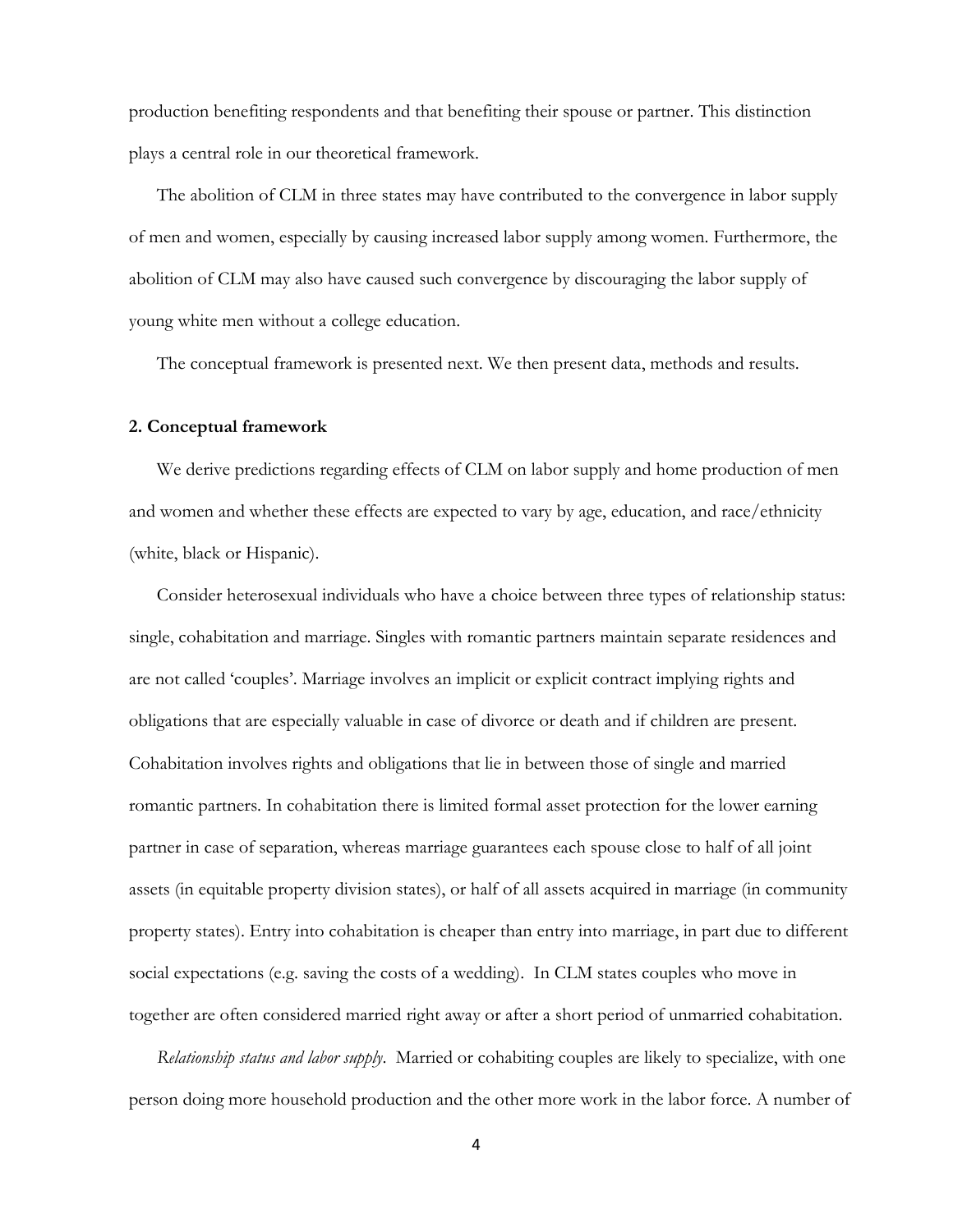production benefiting respondents and that benefiting their spouse or partner. This distinction plays a central role in our theoretical framework.

The abolition of CLM in three states may have contributed to the convergence in labor supply of men and women, especially by causing increased labor supply among women. Furthermore, the abolition of CLM may also have caused such convergence by discouraging the labor supply of young white men without a college education.

The conceptual framework is presented next. We then present data, methods and results.

## 2. Conceptual framework

We derive predictions regarding effects of CLM on labor supply and home production of men and women and whether these effects are expected to vary by age, education, and race/ethnicity (white, black or Hispanic).

Consider heterosexual individuals who have a choice between three types of relationship status: single, cohabitation and marriage. Singles with romantic partners maintain separate residences and are not called 'couples'. Marriage involves an implicit or explicit contract implying rights and obligations that are especially valuable in case of divorce or death and if children are present. Cohabitation involves rights and obligations that lie in between those of single and married romantic partners. In cohabitation there is limited formal asset protection for the lower earning partner in case of separation, whereas marriage guarantees each spouse close to half of all joint assets (in equitable property division states), or half of all assets acquired in marriage (in community property states). Entry into cohabitation is cheaper than entry into marriage, in part due to different social expectations (e.g. saving the costs of a wedding). In CLM states couples who move in together are often considered married right away or after a short period of unmarried cohabitation.

*Relationship status and labor supply.* Married or cohabiting couples are likely to specialize, with one person doing more household production and the other more work in the labor force. A number of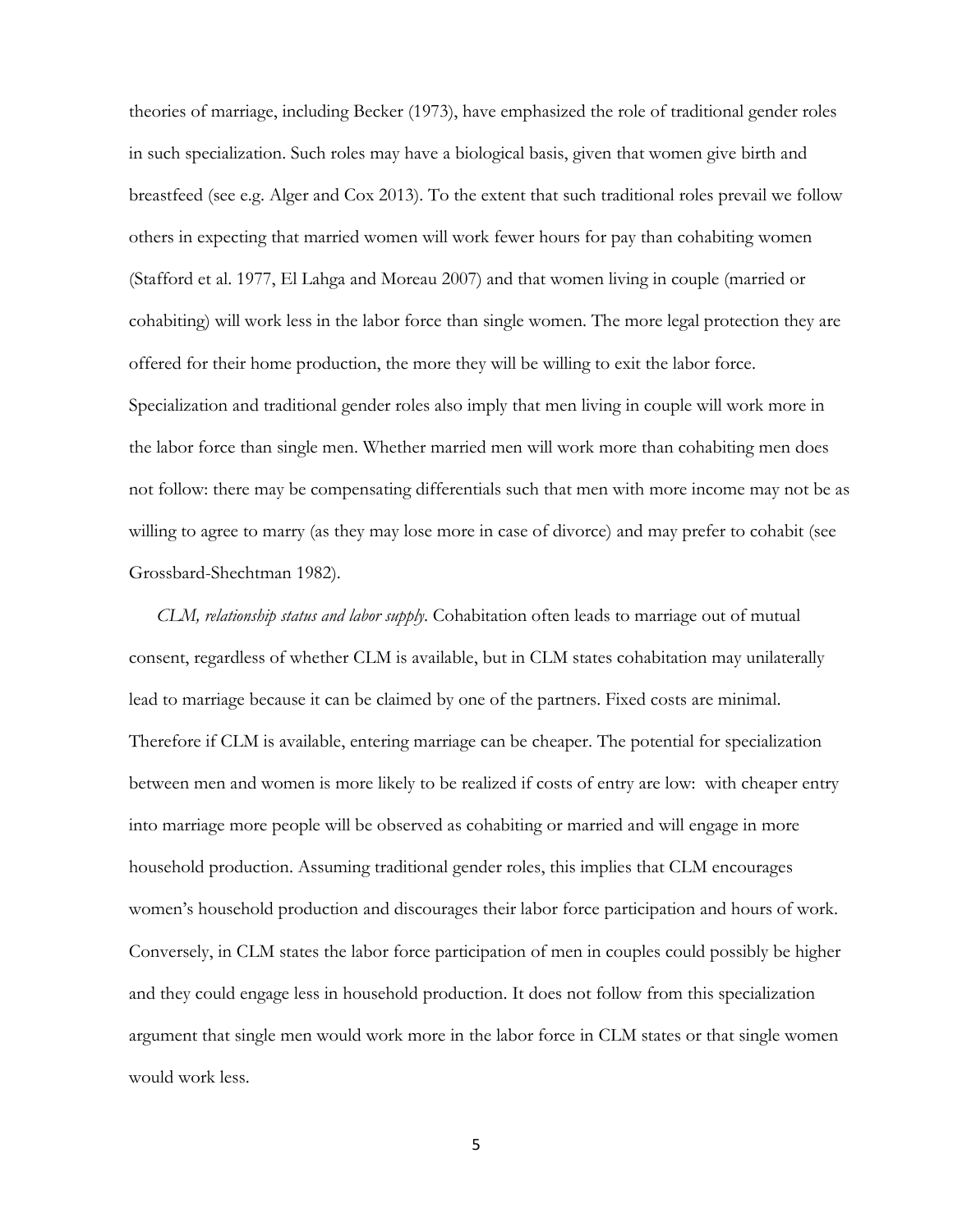theories of marriage, including Becker (1973), have emphasized the role of traditional gender roles in such specialization. Such roles may have a biological basis, given that women give birth and breastfeed (see e.g. Alger and Cox 2013). To the extent that such traditional roles prevail we follow others in expecting that married women will work fewer hours for pay than cohabiting women (Stafford et al. 1977, El Lahga and Moreau 2007) and that women living in couple (married or cohabiting) will work less in the labor force than single women. The more legal protection they are offered for their home production, the more they will be willing to exit the labor force. Specialization and traditional gender roles also imply that men living in couple will work more in the labor force than single men. Whether married men will work more than cohabiting men does not follow: there may be compensating differentials such that men with more income may not be as willing to agree to marry (as they may lose more in case of divorce) and may prefer to cohabit (see Grossbard-Shechtman 1982).

*CLM, relationship status and labor supply.* Cohabitation often leads to marriage out of mutual consent, regardless of whether CLM is available, but in CLM states cohabitation may unilaterally lead to marriage because it can be claimed by one of the partners. Fixed costs are minimal. Therefore if CLM is available, entering marriage can be cheaper. The potential for specialization between men and women is more likely to be realized if costs of entry are low: with cheaper entry into marriage more people will be observed as cohabiting or married and will engage in more household production. Assuming traditional gender roles, this implies that CLM encourages women's household production and discourages their labor force participation and hours of work. Conversely, in CLM states the labor force participation of men in couples could possibly be higher and they could engage less in household production. It does not follow from this specialization argument that single men would work more in the labor force in CLM states or that single women would work less.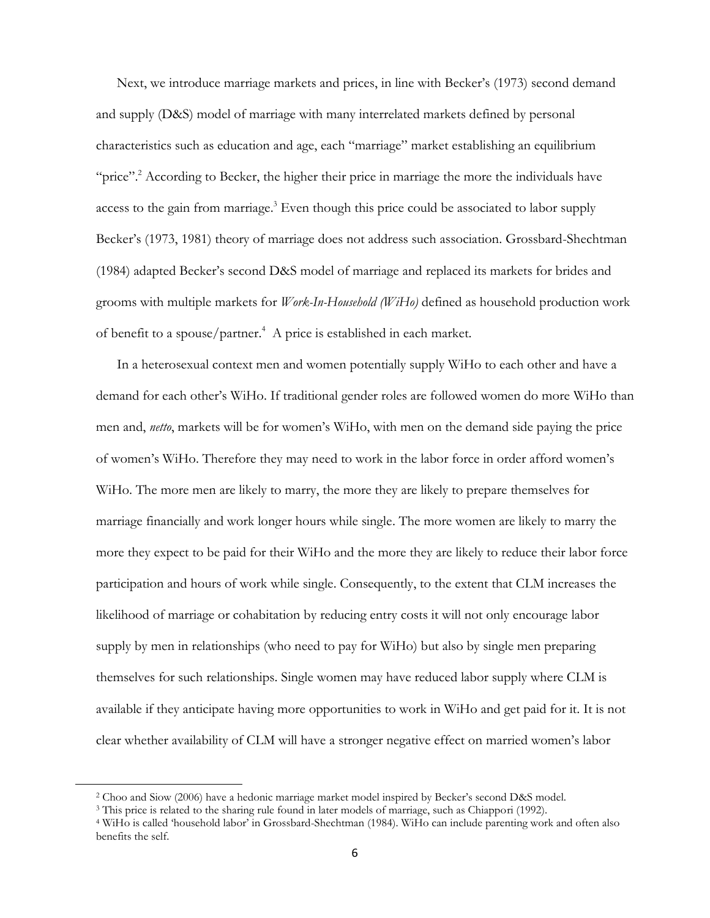Next, we introduce marriage markets and prices, in line with Becker's (1973) second demand and supply (D&S) model of marriage with many interrelated markets defined by personal characteristics such as education and age, each "marriage" market establishing an equilibrium "price".[2] According to Becker, the higher their price in marriage the more the individuals have access to the gain from marriage.[3] Even though this price could be associated to labor supply Becker's (1973, 1981) theory of marriage does not address such association. Grossbard-Shechtman (1984) adapted Becker's second D&S model of marriage and replaced its markets for brides and grooms with multiple markets for *Work-In-Household (WiHo)* defined as household production work of benefit to a spouse/partner.[4] A price is established in each market.

In a heterosexual context men and women potentially supply WiHo to each other and have a demand for each other's WiHo. If traditional gender roles are followed women do more WiHo than men and, *netto*, markets will be for women's WiHo, with men on the demand side paying the price of women's WiHo. Therefore they may need to work in the labor force in order afford women's WiHo. The more men are likely to marry, the more they are likely to prepare themselves for marriage financially and work longer hours while single. The more women are likely to marry the more they expect to be paid for their WiHo and the more they are likely to reduce their labor force participation and hours of work while single. Consequently, to the extent that CLM increases the likelihood of marriage or cohabitation by reducing entry costs it will not only encourage labor supply by men in relationships (who need to pay for WiHo) but also by single men preparing themselves for such relationships. Single women may have reduced labor supply where CLM is available if they anticipate having more opportunities to work in WiHo and get paid for it. It is not clear whether availability of CLM will have a stronger negative effect on married women's labor

[2] Choo and Siow (2006) have a hedonic marriage market model inspired by Becker's second D&S model.

[3] This price is related to the sharing rule found in later models of marriage, such as Chiappori (1992).

[4] WiHo is called 'household labor' in Grossbard-Shechtman (1984). WiHo can include parenting work and often also benefits the self.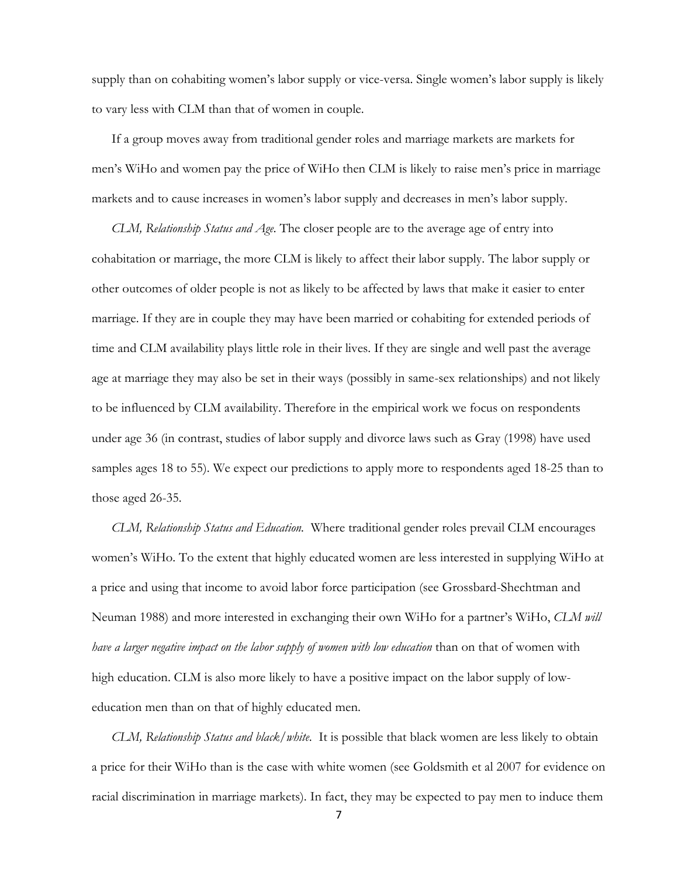supply than on cohabiting women's labor supply or vice-versa. Single women's labor supply is likely to vary less with CLM than that of women in couple.

If a group moves away from traditional gender roles and marriage markets are markets for men's WiHo and women pay the price of WiHo then CLM is likely to raise men's price in marriage markets and to cause increases in women's labor supply and decreases in men's labor supply.

*CLM, Relationship Status and Age.* The closer people are to the average age of entry into cohabitation or marriage, the more CLM is likely to affect their labor supply. The labor supply or other outcomes of older people is not as likely to be affected by laws that make it easier to enter marriage. If they are in couple they may have been married or cohabiting for extended periods of time and CLM availability plays little role in their lives. If they are single and well past the average age at marriage they may also be set in their ways (possibly in same-sex relationships) and not likely to be influenced by CLM availability. Therefore in the empirical work we focus on respondents under age 36 (in contrast, studies of labor supply and divorce laws such as Gray (1998) have used samples ages 18 to 55). We expect our predictions to apply more to respondents aged 18-25 than to those aged 26-35.

*CLM, Relationship Status and Education.* Where traditional gender roles prevail CLM encourages women's WiHo. To the extent that highly educated women are less interested in supplying WiHo at a price and using that income to avoid labor force participation (see Grossbard-Shechtman and Neuman 1988) and more interested in exchanging their own WiHo for a partner's WiHo, *CLM will have a larger negative impact on the labor supply of women with low education* than on that of women with high education. CLM is also more likely to have a positive impact on the labor supply of low-education men than on that of highly educated men.

*CLM, Relationship Status and black/white.* It is possible that black women are less likely to obtain a price for their WiHo than is the case with white women (see Goldsmith et al 2007 for evidence on racial discrimination in marriage markets). In fact, they may be expected to pay men to induce them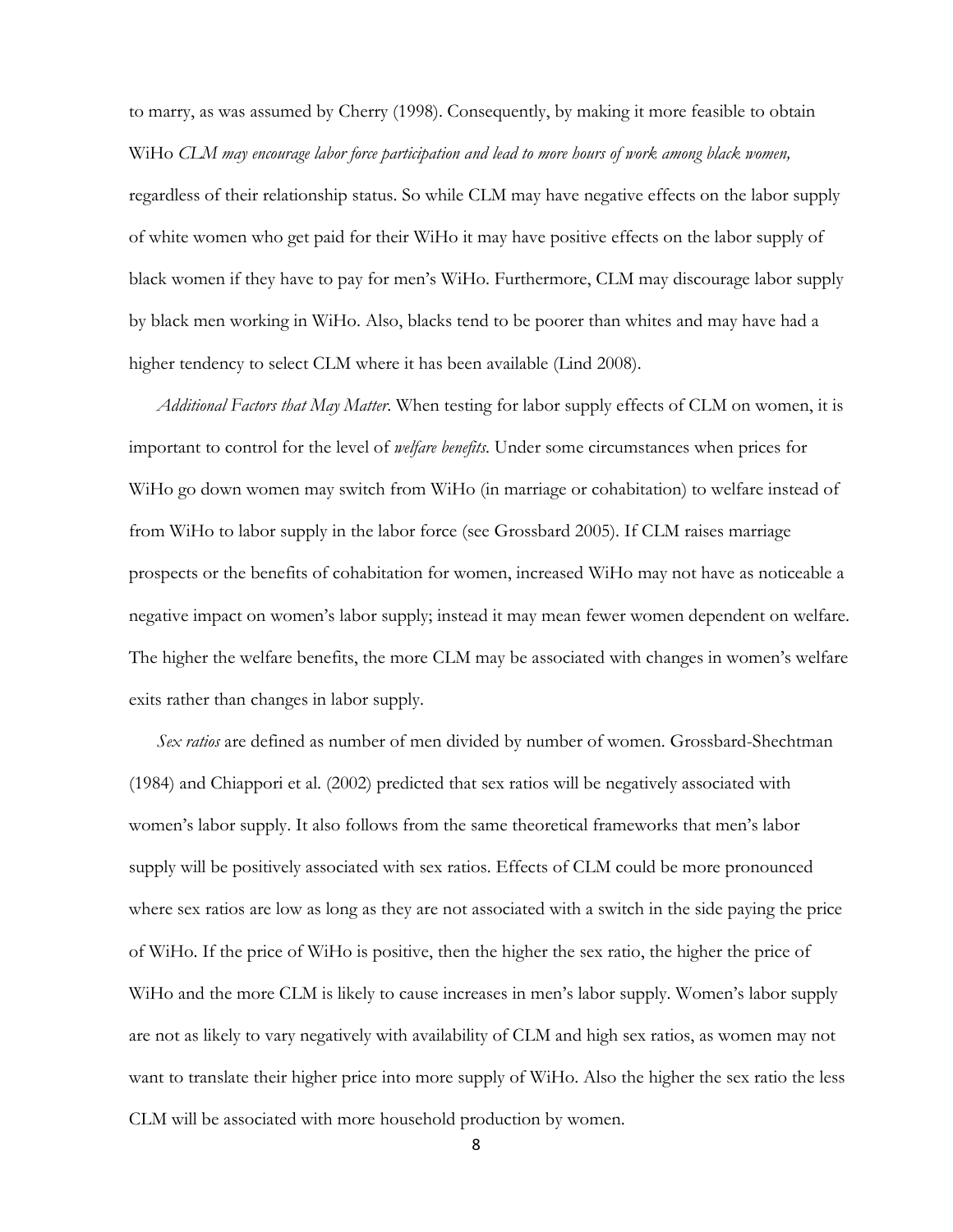to marry, as was assumed by Cherry (1998). Consequently, by making it more feasible to obtain WiHo *CLM may encourage labor force participation and lead to more hours of work among black women,* regardless of their relationship status. So while CLM may have negative effects on the labor supply of white women who get paid for their WiHo it may have positive effects on the labor supply of black women if they have to pay for men's WiHo. Furthermore, CLM may discourage labor supply by black men working in WiHo. Also, blacks tend to be poorer than whites and may have had a higher tendency to select CLM where it has been available (Lind 2008).

*Additional Factors that May Matter*. When testing for labor supply effects of CLM on women, it is important to control for the level of *welfare benefits*. Under some circumstances when prices for WiHo go down women may switch from WiHo (in marriage or cohabitation) to welfare instead of from WiHo to labor supply in the labor force (see Grossbard 2005). If CLM raises marriage prospects or the benefits of cohabitation for women, increased WiHo may not have as noticeable a negative impact on women's labor supply; instead it may mean fewer women dependent on welfare. The higher the welfare benefits, the more CLM may be associated with changes in women's welfare exits rather than changes in labor supply.

*Sex ratios* are defined as number of men divided by number of women. Grossbard-Shechtman (1984) and Chiappori et al. (2002) predicted that sex ratios will be negatively associated with women's labor supply. It also follows from the same theoretical frameworks that men's labor supply will be positively associated with sex ratios. Effects of CLM could be more pronounced where sex ratios are low as long as they are not associated with a switch in the side paying the price of WiHo. If the price of WiHo is positive, then the higher the sex ratio, the higher the price of WiHo and the more CLM is likely to cause increases in men's labor supply. Women's labor supply are not as likely to vary negatively with availability of CLM and high sex ratios, as women may not want to translate their higher price into more supply of WiHo. Also the higher the sex ratio the less CLM will be associated with more household production by women.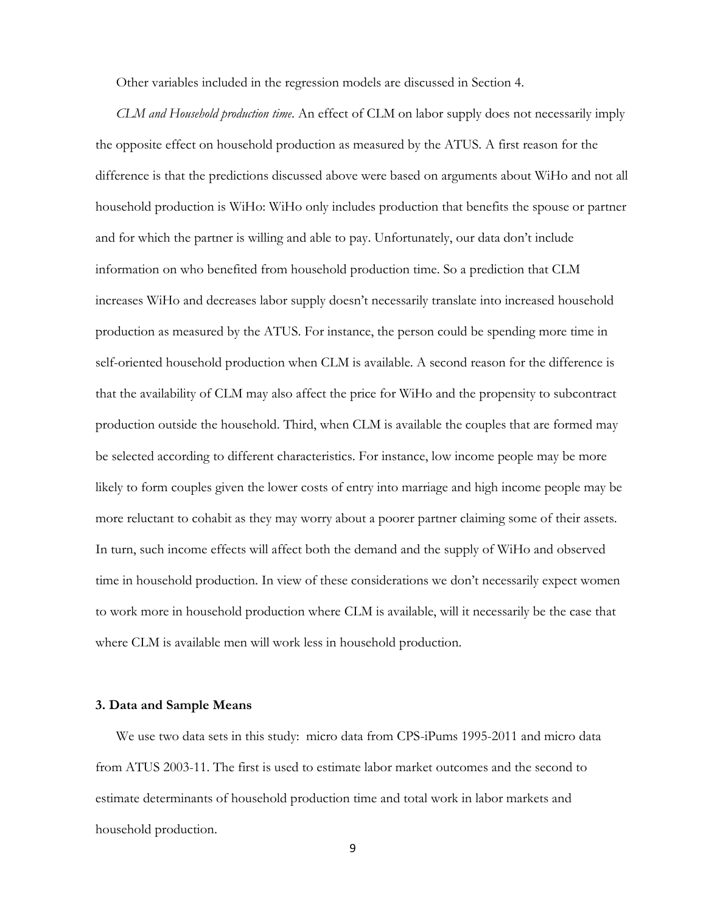Other variables included in the regression models are discussed in Section 4.

*CLM and Household production time*. An effect of CLM on labor supply does not necessarily imply the opposite effect on household production as measured by the ATUS. A first reason for the difference is that the predictions discussed above were based on arguments about WiHo and not all household production is WiHo: WiHo only includes production that benefits the spouse or partner and for which the partner is willing and able to pay. Unfortunately, our data don't include information on who benefited from household production time. So a prediction that CLM increases WiHo and decreases labor supply doesn't necessarily translate into increased household production as measured by the ATUS. For instance, the person could be spending more time in self-oriented household production when CLM is available. A second reason for the difference is that the availability of CLM may also affect the price for WiHo and the propensity to subcontract production outside the household. Third, when CLM is available the couples that are formed may be selected according to different characteristics. For instance, low income people may be more likely to form couples given the lower costs of entry into marriage and high income people may be more reluctant to cohabit as they may worry about a poorer partner claiming some of their assets. In turn, such income effects will affect both the demand and the supply of WiHo and observed time in household production. In view of these considerations we don't necessarily expect women to work more in household production where CLM is available, will it necessarily be the case that where CLM is available men will work less in household production.

## 3. Data and Sample Means

We use two data sets in this study: micro data from CPS-iPums 1995-2011 and micro data from ATUS 2003-11. The first is used to estimate labor market outcomes and the second to estimate determinants of household production time and total work in labor markets and household production.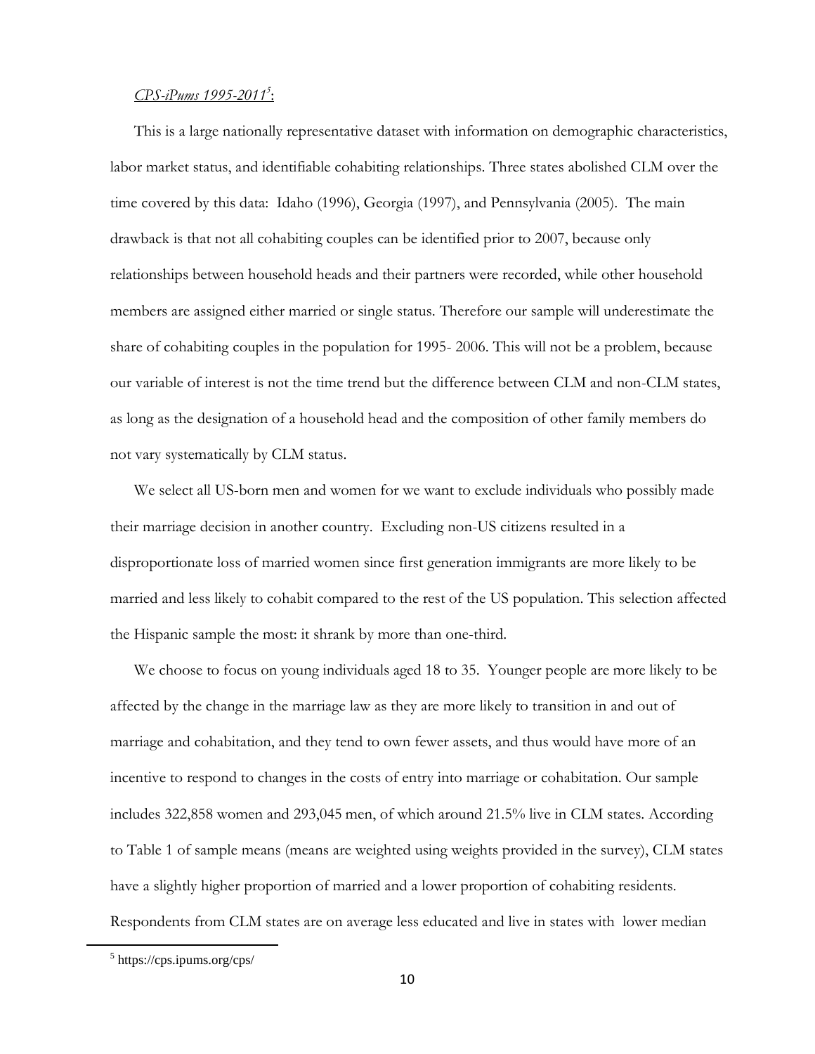*CPS-iPums 1995-2011*[5]:

This is a large nationally representative dataset with information on demographic characteristics, labor market status, and identifiable cohabiting relationships. Three states abolished CLM over the time covered by this data: Idaho (1996), Georgia (1997), and Pennsylvania (2005). The main drawback is that not all cohabiting couples can be identified prior to 2007, because only relationships between household heads and their partners were recorded, while other household members are assigned either married or single status. Therefore our sample will underestimate the share of cohabiting couples in the population for 1995- 2006. This will not be a problem, because our variable of interest is not the time trend but the difference between CLM and non-CLM states, as long as the designation of a household head and the composition of other family members do not vary systematically by CLM status.

We select all US-born men and women for we want to exclude individuals who possibly made their marriage decision in another country. Excluding non-US citizens resulted in a disproportionate loss of married women since first generation immigrants are more likely to be married and less likely to cohabit compared to the rest of the US population. This selection affected the Hispanic sample the most: it shrank by more than one-third.

We choose to focus on young individuals aged 18 to 35. Younger people are more likely to be affected by the change in the marriage law as they are more likely to transition in and out of marriage and cohabitation, and they tend to own fewer assets, and thus would have more of an incentive to respond to changes in the costs of entry into marriage or cohabitation. Our sample includes 322,858 women and 293,045 men, of which around 21.5% live in CLM states. According to Table 1 of sample means (means are weighted using weights provided in the survey), CLM states have a slightly higher proportion of married and a lower proportion of cohabiting residents. Respondents from CLM states are on average less educated and live in states with lower median

[5] https://cps.ipums.org/cps/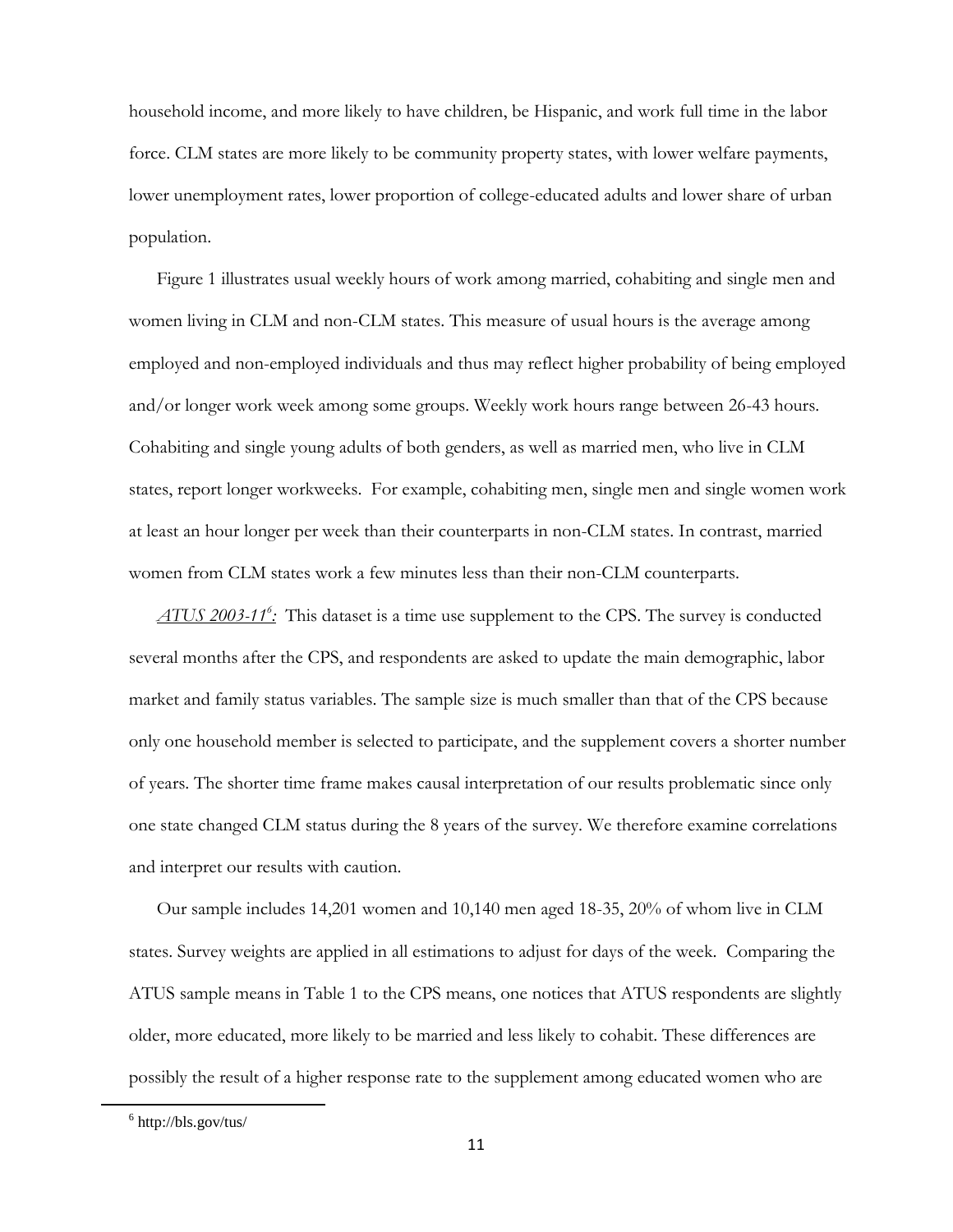household income, and more likely to have children, be Hispanic, and work full time in the labor force. CLM states are more likely to be community property states, with lower welfare payments, lower unemployment rates, lower proportion of college-educated adults and lower share of urban population.

Figure 1 illustrates usual weekly hours of work among married, cohabiting and single men and women living in CLM and non-CLM states. This measure of usual hours is the average among employed and non-employed individuals and thus may reflect higher probability of being employed and/or longer work week among some groups. Weekly work hours range between 26-43 hours. Cohabiting and single young adults of both genders, as well as married men, who live in CLM states, report longer workweeks. For example, cohabiting men, single men and single women work at least an hour longer per week than their counterparts in non-CLM states. In contrast, married women from CLM states work a few minutes less than their non-CLM counterparts.

*ATUS 2003-11*[6]*:* This dataset is a time use supplement to the CPS. The survey is conducted several months after the CPS, and respondents are asked to update the main demographic, labor market and family status variables. The sample size is much smaller than that of the CPS because only one household member is selected to participate, and the supplement covers a shorter number of years. The shorter time frame makes causal interpretation of our results problematic since only one state changed CLM status during the 8 years of the survey. We therefore examine correlations and interpret our results with caution.

Our sample includes 14,201 women and 10,140 men aged 18-35, 20% of whom live in CLM states. Survey weights are applied in all estimations to adjust for days of the week. Comparing the ATUS sample means in Table 1 to the CPS means, one notices that ATUS respondents are slightly older, more educated, more likely to be married and less likely to cohabit. These differences are possibly the result of a higher response rate to the supplement among educated women who are

[6] http://bls.gov/tus/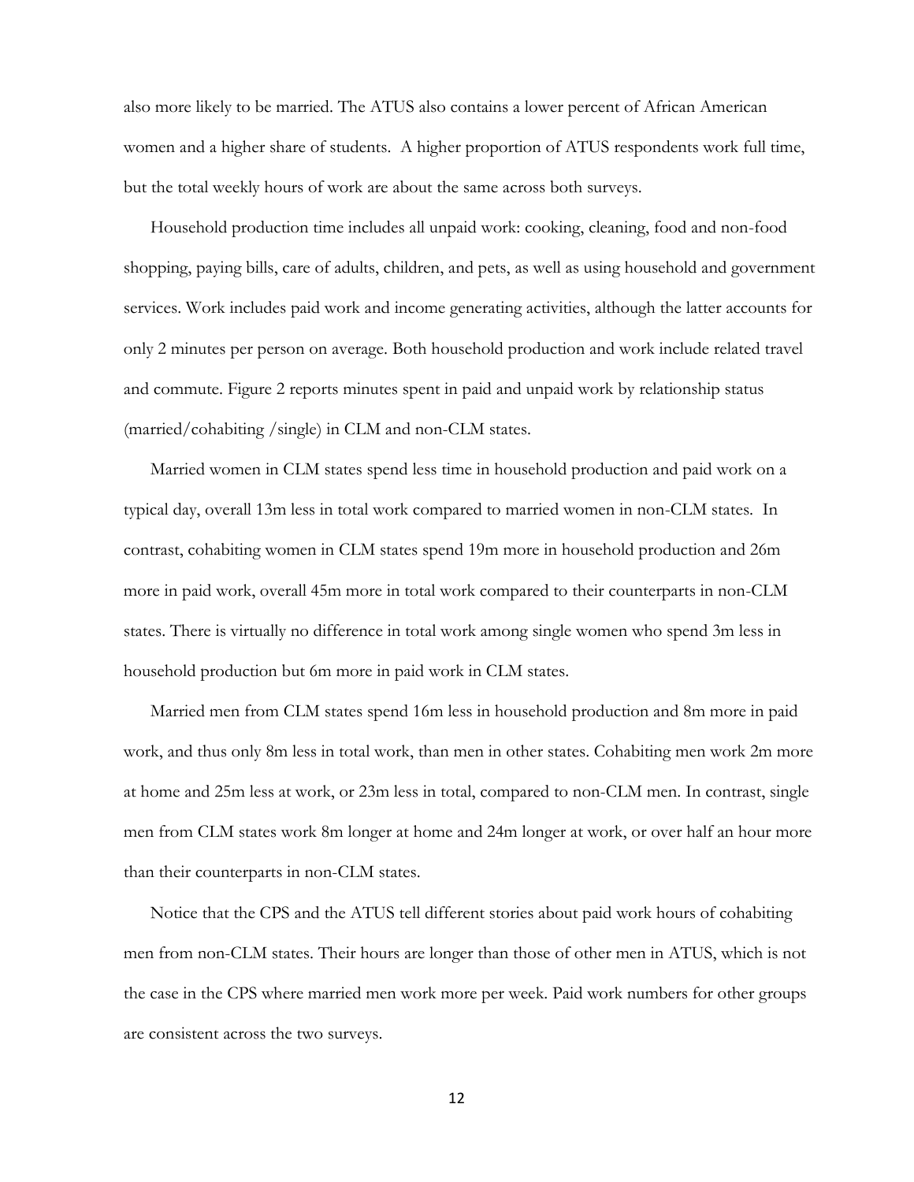also more likely to be married. The ATUS also contains a lower percent of African American women and a higher share of students. A higher proportion of ATUS respondents work full time, but the total weekly hours of work are about the same across both surveys.

Household production time includes all unpaid work: cooking, cleaning, food and non-food shopping, paying bills, care of adults, children, and pets, as well as using household and government services. Work includes paid work and income generating activities, although the latter accounts for only 2 minutes per person on average. Both household production and work include related travel and commute. Figure 2 reports minutes spent in paid and unpaid work by relationship status (married/cohabiting /single) in CLM and non-CLM states.

Married women in CLM states spend less time in household production and paid work on a typical day, overall 13m less in total work compared to married women in non-CLM states. In contrast, cohabiting women in CLM states spend 19m more in household production and 26m more in paid work, overall 45m more in total work compared to their counterparts in non-CLM states. There is virtually no difference in total work among single women who spend 3m less in household production but 6m more in paid work in CLM states.

Married men from CLM states spend 16m less in household production and 8m more in paid work, and thus only 8m less in total work, than men in other states. Cohabiting men work 2m more at home and 25m less at work, or 23m less in total, compared to non-CLM men. In contrast, single men from CLM states work 8m longer at home and 24m longer at work, or over half an hour more than their counterparts in non-CLM states.

Notice that the CPS and the ATUS tell different stories about paid work hours of cohabiting men from non-CLM states. Their hours are longer than those of other men in ATUS, which is not the case in the CPS where married men work more per week. Paid work numbers for other groups are consistent across the two surveys.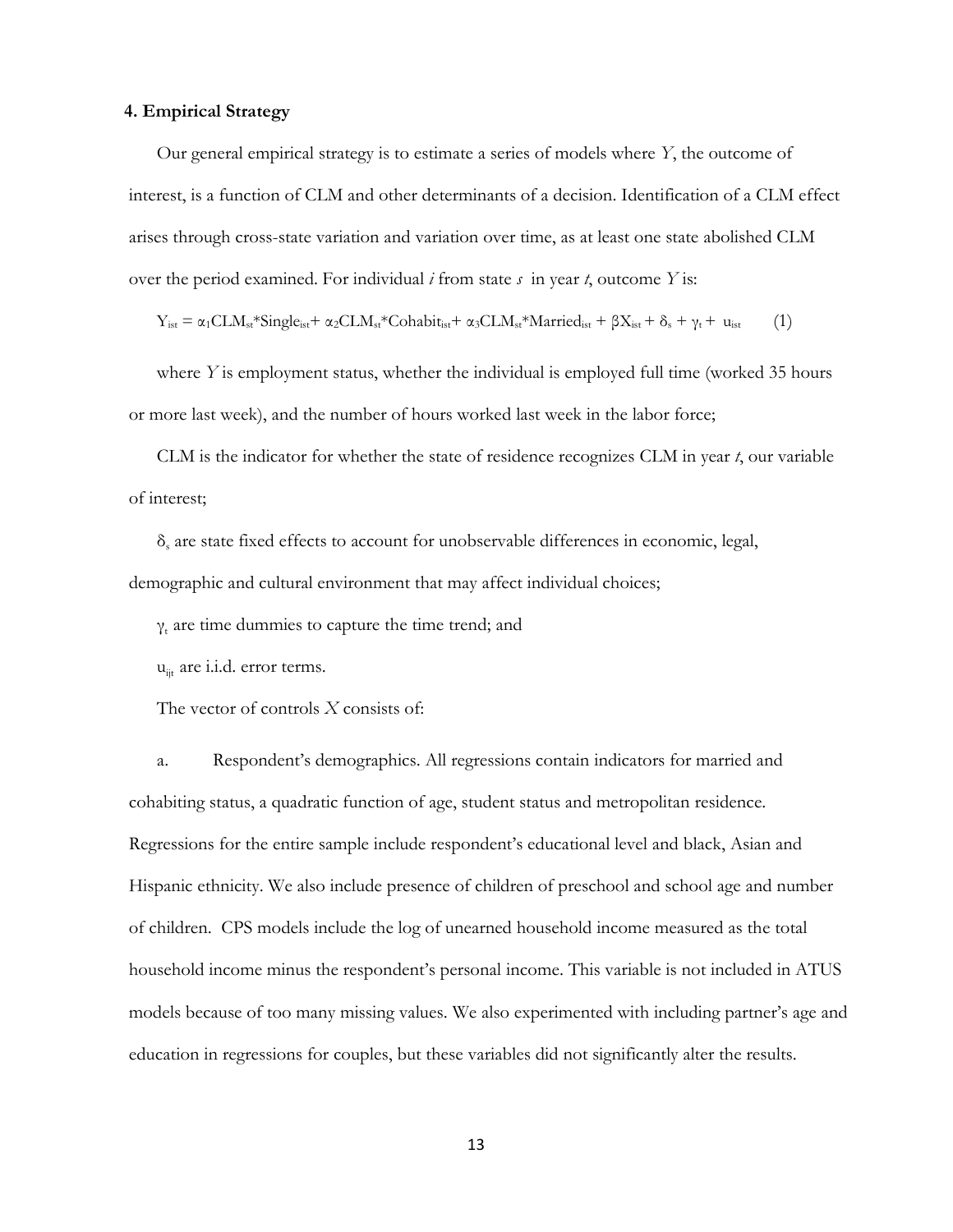### 4. Empirical Strategy

Our general empirical strategy is to estimate a series of models where *Y*, the outcome of interest, is a function of CLM and other determinants of a decision. Identification of a CLM effect arises through cross-state variation and variation over time, as at least one state abolished CLM over the period examined. For individual *i* from state *s* in year *t*, outcome *Y* is:

$$Y_{ist} = \alpha_1 CLM_{st}{*}Single_{ist} + \alpha_2 CLM_{st}{*}Cohabit_{ist} + \alpha_3 CLM_{st}{*}Married_{ist} + \beta X_{ist} + \delta_s + \gamma_t + u_{ist} \qquad (1)$$

where *Y* is employment status, whether the individual is employed full time (worked 35 hours or more last week), and the number of hours worked last week in the labor force;

CLM is the indicator for whether the state of residence recognizes CLM in year *t*, our variable of interest;

$\delta_s$ are state fixed effects to account for unobservable differences in economic, legal, demographic and cultural environment that may affect individual choices;

$\gamma_t$ are time dummies to capture the time trend; and

$u_{ijt}$ are i.i.d. error terms.

The vector of controls *X* consists of:

a. Respondent's demographics. All regressions contain indicators for married and cohabiting status, a quadratic function of age, student status and metropolitan residence. Regressions for the entire sample include respondent's educational level and black, Asian and Hispanic ethnicity. We also include presence of children of preschool and school age and number of children. CPS models include the log of unearned household income measured as the total household income minus the respondent's personal income. This variable is not included in ATUS models because of too many missing values. We also experimented with including partner's age and education in regressions for couples, but these variables did not significantly alter the results.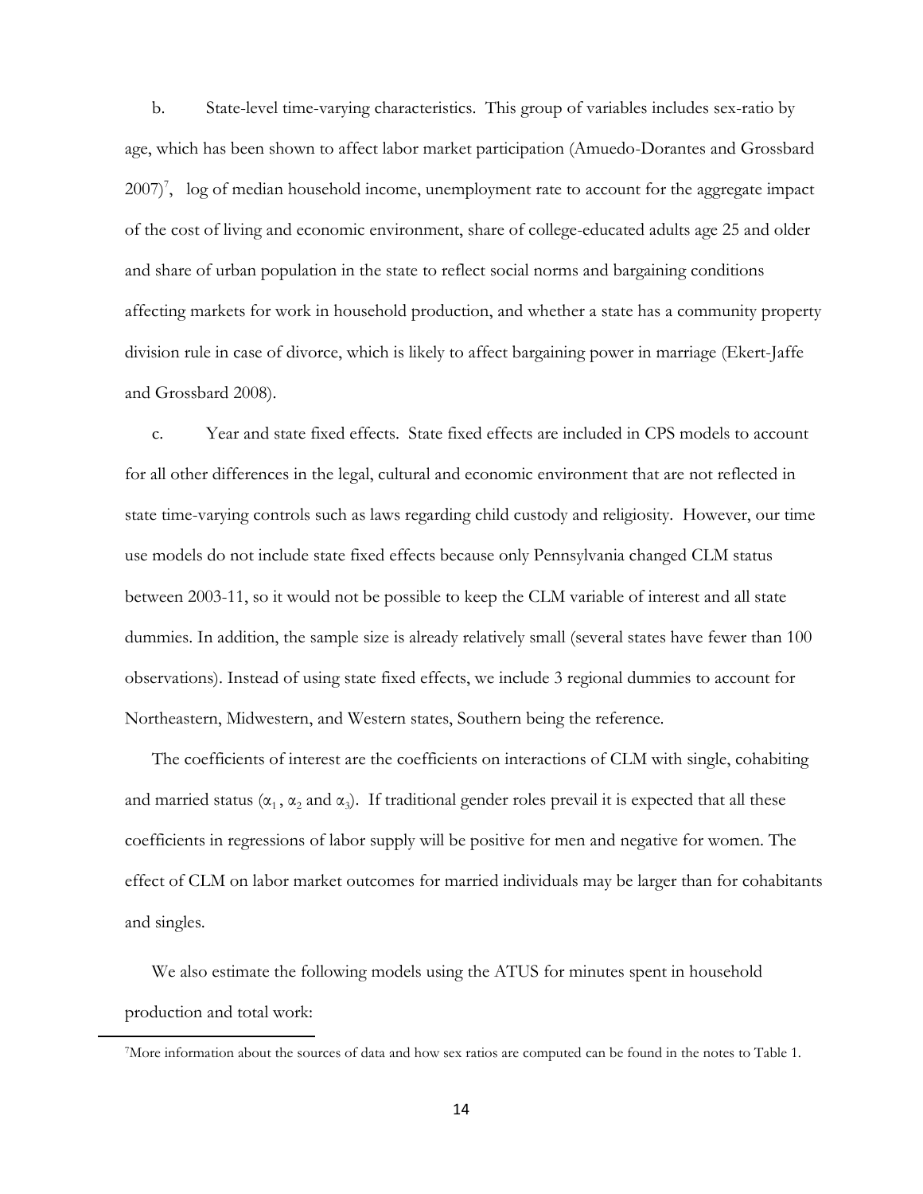b. State-level time-varying characteristics. This group of variables includes sex-ratio by age, which has been shown to affect labor market participation (Amuedo-Dorantes and Grossbard 2007)[7], log of median household income, unemployment rate to account for the aggregate impact of the cost of living and economic environment, share of college-educated adults age 25 and older and share of urban population in the state to reflect social norms and bargaining conditions affecting markets for work in household production, and whether a state has a community property division rule in case of divorce, which is likely to affect bargaining power in marriage (Ekert-Jaffe and Grossbard 2008).

c. Year and state fixed effects. State fixed effects are included in CPS models to account for all other differences in the legal, cultural and economic environment that are not reflected in state time-varying controls such as laws regarding child custody and religiosity. However, our time use models do not include state fixed effects because only Pennsylvania changed CLM status between 2003-11, so it would not be possible to keep the CLM variable of interest and all state dummies. In addition, the sample size is already relatively small (several states have fewer than 100 observations). Instead of using state fixed effects, we include 3 regional dummies to account for Northeastern, Midwestern, and Western states, Southern being the reference.

The coefficients of interest are the coefficients on interactions of CLM with single, cohabiting and married status ($\alpha_1$, $\alpha_2$ and $\alpha_3$). If traditional gender roles prevail it is expected that all these coefficients in regressions of labor supply will be positive for men and negative for women. The effect of CLM on labor market outcomes for married individuals may be larger than for cohabitants and singles.

We also estimate the following models using the ATUS for minutes spent in household production and total work:

[7] More information about the sources of data and how sex ratios are computed can be found in the notes to Table 1.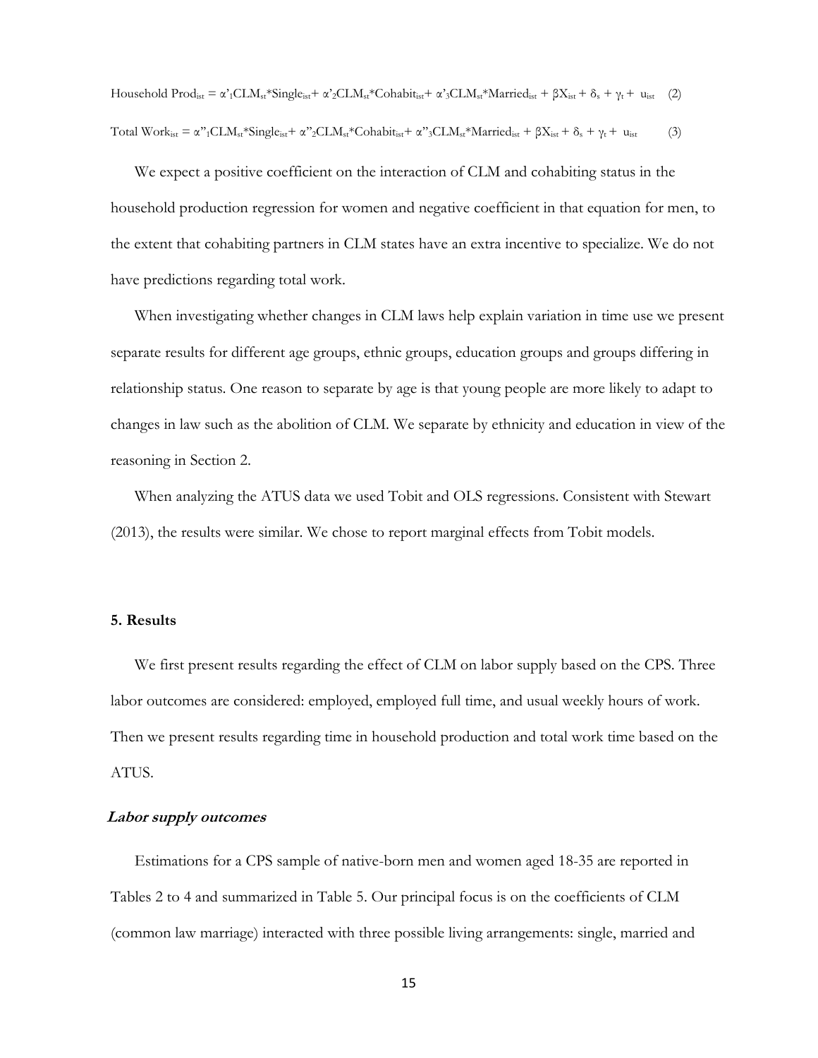$$\text{Household Prod}_{ist} = \alpha'_1 CLM_{st}{*}Single_{ist} + \alpha'_2 CLM_{st}{*}Cohabit_{ist} + \alpha'_3 CLM_{st}{*}Married_{ist} + \beta X_{ist} + \delta_s + \gamma_t + u_{ist} \quad (2)$$

$$\text{Total Work}_{ist} = \alpha''_1 CLM_{st}{*}Single_{ist} + \alpha''_2 CLM_{st}{*}Cohabit_{ist} + \alpha''_3 CLM_{st}{*}Married_{ist} + \beta X_{ist} + \delta_s + \gamma_t + u_{ist} \quad (3)$$

We expect a positive coefficient on the interaction of CLM and cohabiting status in the household production regression for women and negative coefficient in that equation for men, to the extent that cohabiting partners in CLM states have an extra incentive to specialize. We do not have predictions regarding total work.

When investigating whether changes in CLM laws help explain variation in time use we present separate results for different age groups, ethnic groups, education groups and groups differing in relationship status. One reason to separate by age is that young people are more likely to adapt to changes in law such as the abolition of CLM. We separate by ethnicity and education in view of the reasoning in Section 2.

When analyzing the ATUS data we used Tobit and OLS regressions. Consistent with Stewart (2013), the results were similar. We chose to report marginal effects from Tobit models.

## 5. Results

We first present results regarding the effect of CLM on labor supply based on the CPS. Three labor outcomes are considered: employed, employed full time, and usual weekly hours of work. Then we present results regarding time in household production and total work time based on the ATUS.

### *Labor supply outcomes*

Estimations for a CPS sample of native-born men and women aged 18-35 are reported in Tables 2 to 4 and summarized in Table 5. Our principal focus is on the coefficients of CLM (common law marriage) interacted with three possible living arrangements: single, married and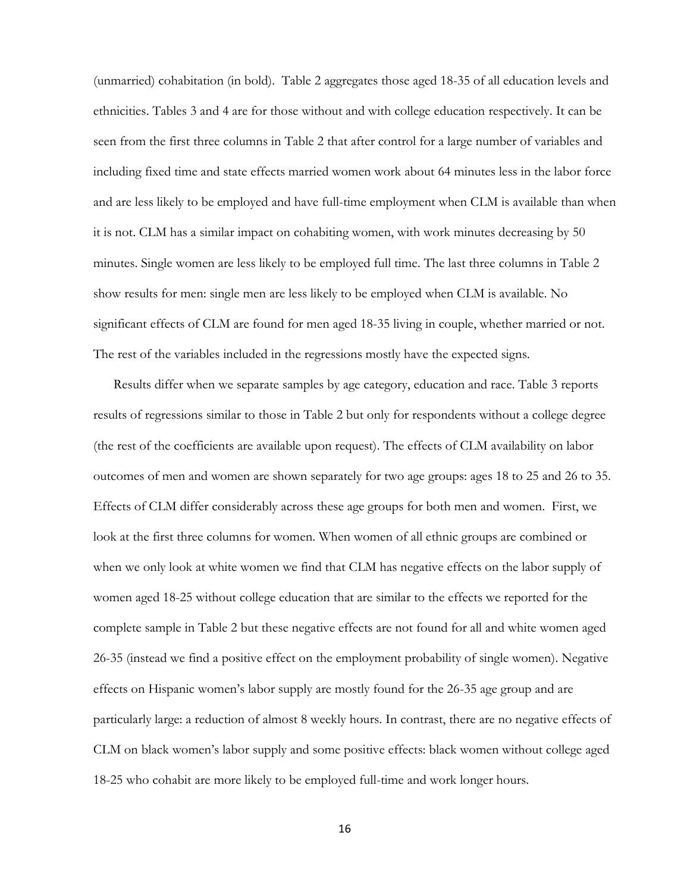(unmarried) cohabitation (in bold). Table 2 aggregates those aged 18-35 of all education levels and ethnicities. Tables 3 and 4 are for those without and with college education respectively. It can be seen from the first three columns in Table 2 that after control for a large number of variables and including fixed time and state effects married women work about 64 minutes less in the labor force and are less likely to be employed and have full-time employment when CLM is available than when it is not. CLM has a similar impact on cohabiting women, with work minutes decreasing by 50 minutes. Single women are less likely to be employed full time. The last three columns in Table 2 show results for men: single men are less likely to be employed when CLM is available. No significant effects of CLM are found for men aged 18-35 living in couple, whether married or not. The rest of the variables included in the regressions mostly have the expected signs.

Results differ when we separate samples by age category, education and race. Table 3 reports results of regressions similar to those in Table 2 but only for respondents without a college degree (the rest of the coefficients are available upon request). The effects of CLM availability on labor outcomes of men and women are shown separately for two age groups: ages 18 to 25 and 26 to 35. Effects of CLM differ considerably across these age groups for both men and women. First, we look at the first three columns for women. When women of all ethnic groups are combined or when we only look at white women we find that CLM has negative effects on the labor supply of women aged 18-25 without college education that are similar to the effects we reported for the complete sample in Table 2 but these negative effects are not found for all and white women aged 26-35 (instead we find a positive effect on the employment probability of single women). Negative effects on Hispanic women's labor supply are mostly found for the 26-35 age group and are particularly large: a reduction of almost 8 weekly hours. In contrast, there are no negative effects of CLM on black women's labor supply and some positive effects: black women without college aged 18-25 who cohabit are more likely to be employed full-time and work longer hours.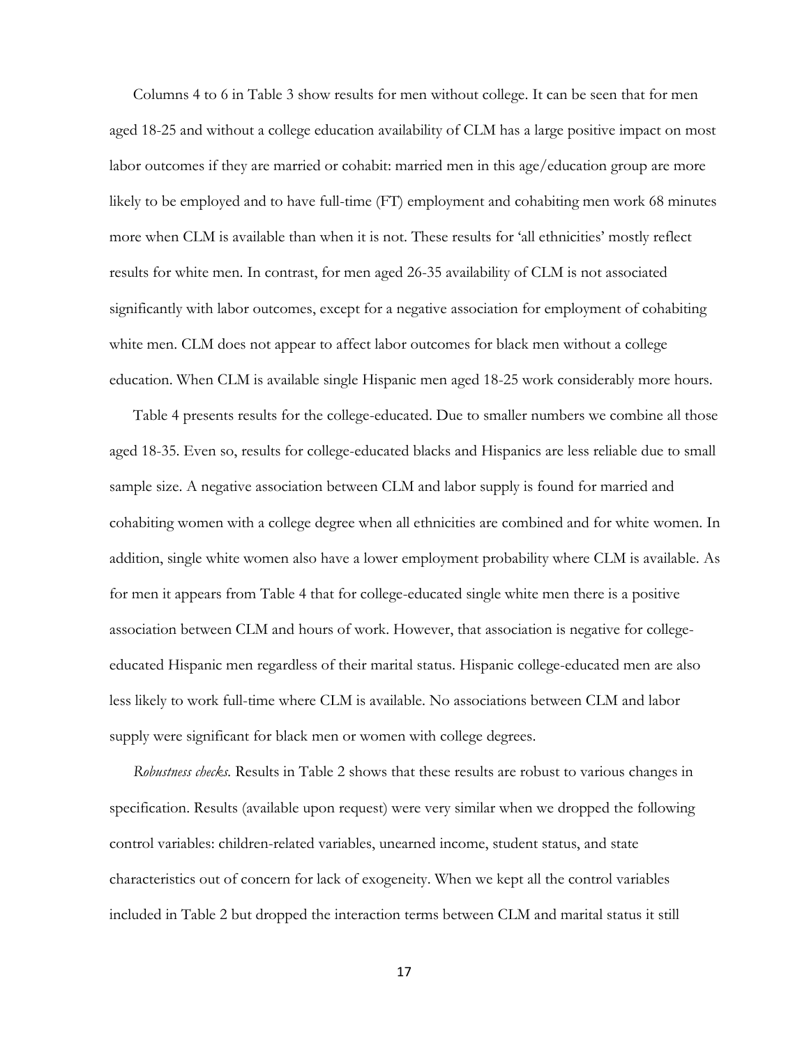Columns 4 to 6 in Table 3 show results for men without college. It can be seen that for men aged 18-25 and without a college education availability of CLM has a large positive impact on most labor outcomes if they are married or cohabit: married men in this age/education group are more likely to be employed and to have full-time (FT) employment and cohabiting men work 68 minutes more when CLM is available than when it is not. These results for 'all ethnicities' mostly reflect results for white men. In contrast, for men aged 26-35 availability of CLM is not associated significantly with labor outcomes, except for a negative association for employment of cohabiting white men. CLM does not appear to affect labor outcomes for black men without a college education. When CLM is available single Hispanic men aged 18-25 work considerably more hours.

Table 4 presents results for the college-educated. Due to smaller numbers we combine all those aged 18-35. Even so, results for college-educated blacks and Hispanics are less reliable due to small sample size. A negative association between CLM and labor supply is found for married and cohabiting women with a college degree when all ethnicities are combined and for white women. In addition, single white women also have a lower employment probability where CLM is available. As for men it appears from Table 4 that for college-educated single white men there is a positive association between CLM and hours of work. However, that association is negative for college-educated Hispanic men regardless of their marital status. Hispanic college-educated men are also less likely to work full-time where CLM is available. No associations between CLM and labor supply were significant for black men or women with college degrees.

*Robustness checks.* Results in Table 2 shows that these results are robust to various changes in specification. Results (available upon request) were very similar when we dropped the following control variables: children-related variables, unearned income, student status, and state characteristics out of concern for lack of exogeneity. When we kept all the control variables included in Table 2 but dropped the interaction terms between CLM and marital status it still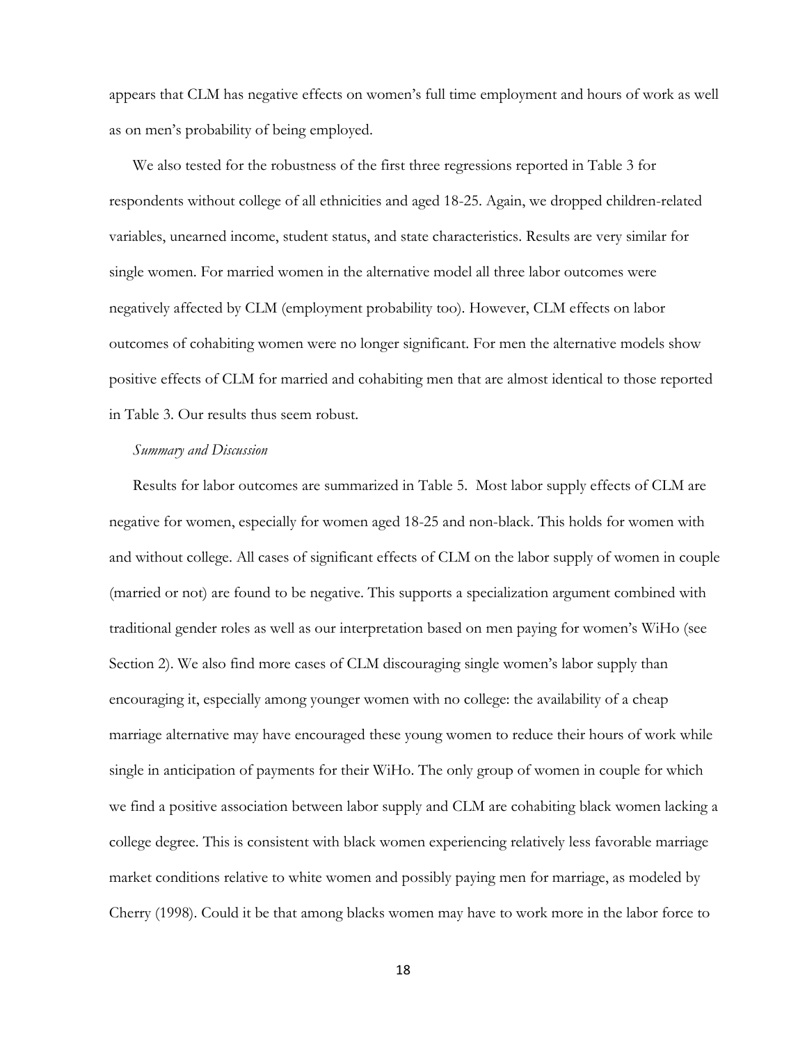appears that CLM has negative effects on women's full time employment and hours of work as well as on men's probability of being employed.

We also tested for the robustness of the first three regressions reported in Table 3 for respondents without college of all ethnicities and aged 18-25. Again, we dropped children-related variables, unearned income, student status, and state characteristics. Results are very similar for single women. For married women in the alternative model all three labor outcomes were negatively affected by CLM (employment probability too). However, CLM effects on labor outcomes of cohabiting women were no longer significant. For men the alternative models show positive effects of CLM for married and cohabiting men that are almost identical to those reported in Table 3. Our results thus seem robust.

*Summary and Discussion*

Results for labor outcomes are summarized in Table 5. Most labor supply effects of CLM are negative for women, especially for women aged 18-25 and non-black. This holds for women with and without college. All cases of significant effects of CLM on the labor supply of women in couple (married or not) are found to be negative. This supports a specialization argument combined with traditional gender roles as well as our interpretation based on men paying for women's WiHo (see Section 2). We also find more cases of CLM discouraging single women's labor supply than encouraging it, especially among younger women with no college: the availability of a cheap marriage alternative may have encouraged these young women to reduce their hours of work while single in anticipation of payments for their WiHo. The only group of women in couple for which we find a positive association between labor supply and CLM are cohabiting black women lacking a college degree. This is consistent with black women experiencing relatively less favorable marriage market conditions relative to white women and possibly paying men for marriage, as modeled by Cherry (1998). Could it be that among blacks women may have to work more in the labor force to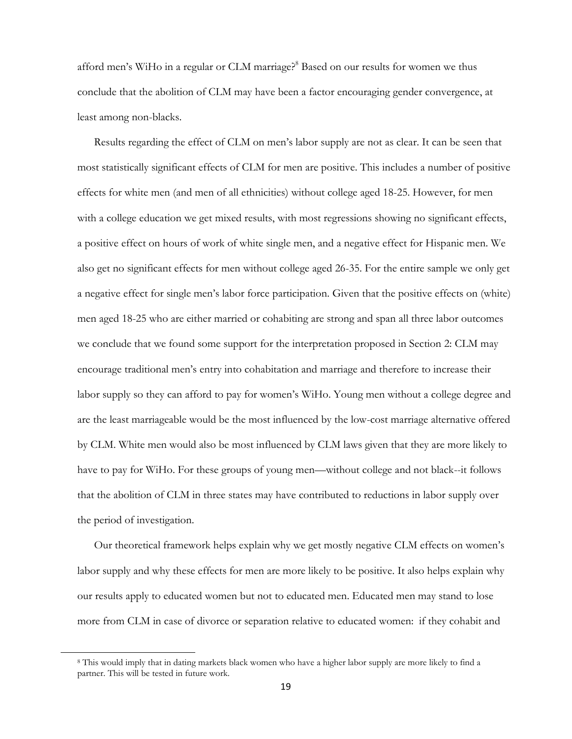afford men's WiHo in a regular or CLM marriage?[8] Based on our results for women we thus conclude that the abolition of CLM may have been a factor encouraging gender convergence, at least among non-blacks.

Results regarding the effect of CLM on men's labor supply are not as clear. It can be seen that most statistically significant effects of CLM for men are positive. This includes a number of positive effects for white men (and men of all ethnicities) without college aged 18-25. However, for men with a college education we get mixed results, with most regressions showing no significant effects, a positive effect on hours of work of white single men, and a negative effect for Hispanic men. We also get no significant effects for men without college aged 26-35. For the entire sample we only get a negative effect for single men's labor force participation. Given that the positive effects on (white) men aged 18-25 who are either married or cohabiting are strong and span all three labor outcomes we conclude that we found some support for the interpretation proposed in Section 2: CLM may encourage traditional men's entry into cohabitation and marriage and therefore to increase their labor supply so they can afford to pay for women's WiHo. Young men without a college degree and are the least marriageable would be the most influenced by the low-cost marriage alternative offered by CLM. White men would also be most influenced by CLM laws given that they are more likely to have to pay for WiHo. For these groups of young men—without college and not black--it follows that the abolition of CLM in three states may have contributed to reductions in labor supply over the period of investigation.

Our theoretical framework helps explain why we get mostly negative CLM effects on women's labor supply and why these effects for men are more likely to be positive. It also helps explain why our results apply to educated women but not to educated men. Educated men may stand to lose more from CLM in case of divorce or separation relative to educated women: if they cohabit and

[8] This would imply that in dating markets black women who have a higher labor supply are more likely to find a partner. This will be tested in future work.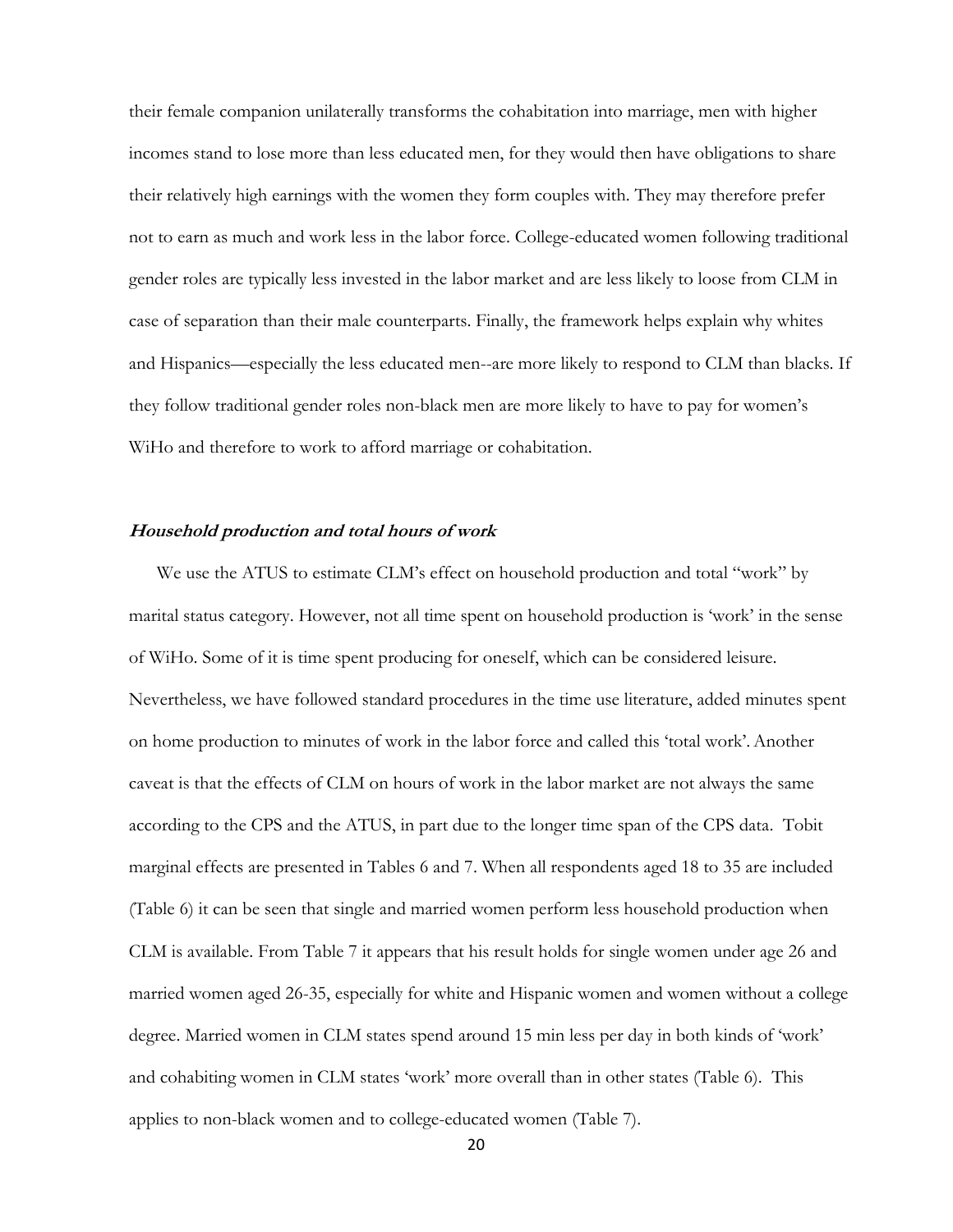their female companion unilaterally transforms the cohabitation into marriage, men with higher incomes stand to lose more than less educated men, for they would then have obligations to share their relatively high earnings with the women they form couples with. They may therefore prefer not to earn as much and work less in the labor force. College-educated women following traditional gender roles are typically less invested in the labor market and are less likely to loose from CLM in case of separation than their male counterparts. Finally, the framework helps explain why whites and Hispanics—especially the less educated men--are more likely to respond to CLM than blacks. If they follow traditional gender roles non-black men are more likely to have to pay for women's WiHo and therefore to work to afford marriage or cohabitation.

### *Household production and total hours of work*

We use the ATUS to estimate CLM's effect on household production and total "work" by marital status category. However, not all time spent on household production is 'work' in the sense of WiHo. Some of it is time spent producing for oneself, which can be considered leisure. Nevertheless, we have followed standard procedures in the time use literature, added minutes spent on home production to minutes of work in the labor force and called this 'total work'. Another caveat is that the effects of CLM on hours of work in the labor market are not always the same according to the CPS and the ATUS, in part due to the longer time span of the CPS data. Tobit marginal effects are presented in Tables 6 and 7. When all respondents aged 18 to 35 are included (Table 6) it can be seen that single and married women perform less household production when CLM is available. From Table 7 it appears that his result holds for single women under age 26 and married women aged 26-35, especially for white and Hispanic women and women without a college degree. Married women in CLM states spend around 15 min less per day in both kinds of 'work' and cohabiting women in CLM states 'work' more overall than in other states (Table 6). This applies to non-black women and to college-educated women (Table 7).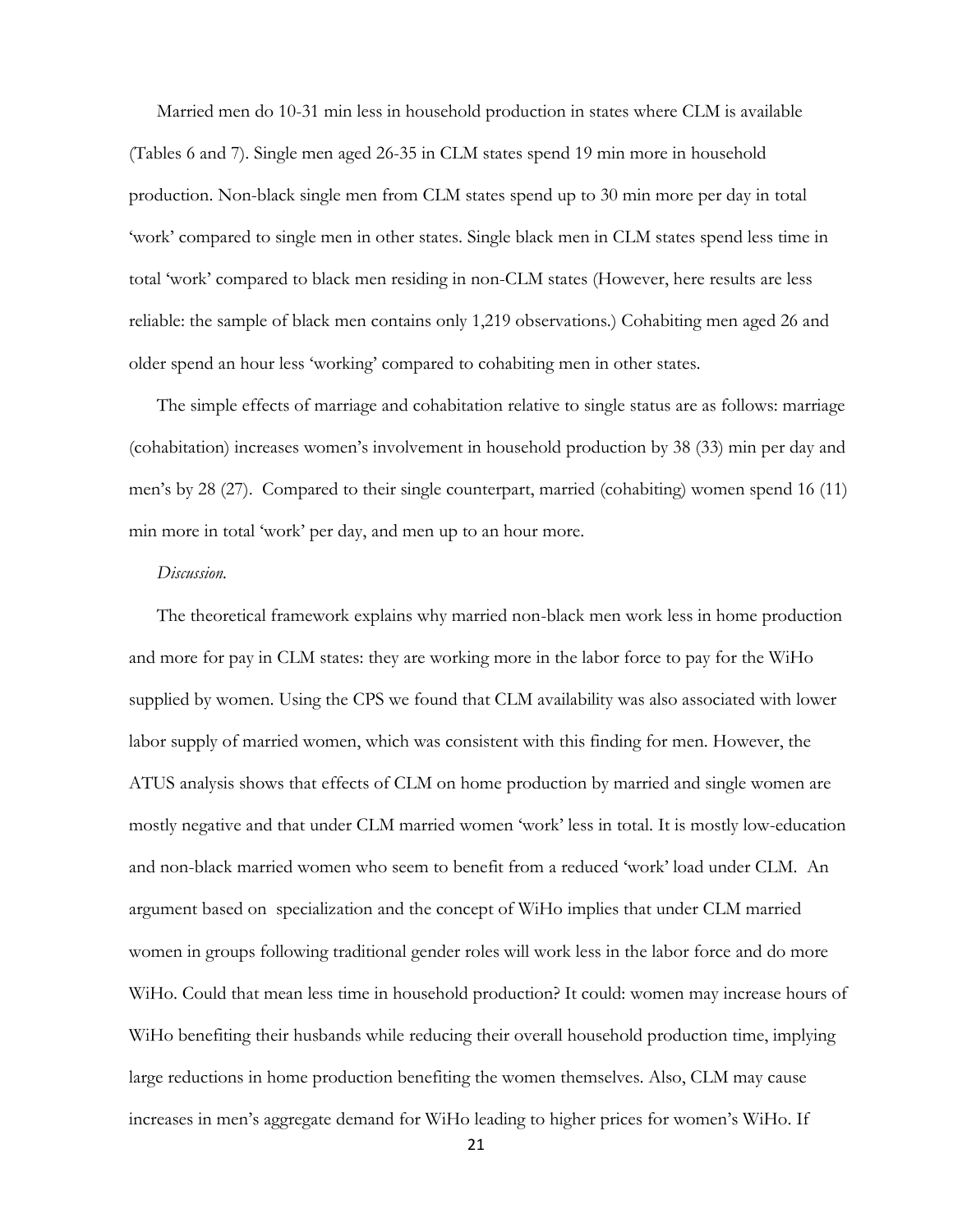Married men do 10-31 min less in household production in states where CLM is available (Tables 6 and 7). Single men aged 26-35 in CLM states spend 19 min more in household production. Non-black single men from CLM states spend up to 30 min more per day in total 'work' compared to single men in other states. Single black men in CLM states spend less time in total 'work' compared to black men residing in non-CLM states (However, here results are less reliable: the sample of black men contains only 1,219 observations.) Cohabiting men aged 26 and older spend an hour less 'working' compared to cohabiting men in other states.

The simple effects of marriage and cohabitation relative to single status are as follows: marriage (cohabitation) increases women's involvement in household production by 38 (33) min per day and men's by 28 (27). Compared to their single counterpart, married (cohabiting) women spend 16 (11) min more in total 'work' per day, and men up to an hour more.

*Discussion.*

The theoretical framework explains why married non-black men work less in home production and more for pay in CLM states: they are working more in the labor force to pay for the WiHo supplied by women. Using the CPS we found that CLM availability was also associated with lower labor supply of married women, which was consistent with this finding for men. However, the ATUS analysis shows that effects of CLM on home production by married and single women are mostly negative and that under CLM married women 'work' less in total. It is mostly low-education and non-black married women who seem to benefit from a reduced 'work' load under CLM. An argument based on specialization and the concept of WiHo implies that under CLM married women in groups following traditional gender roles will work less in the labor force and do more WiHo. Could that mean less time in household production? It could: women may increase hours of WiHo benefiting their husbands while reducing their overall household production time, implying large reductions in home production benefiting the women themselves. Also, CLM may cause increases in men's aggregate demand for WiHo leading to higher prices for women's WiHo. If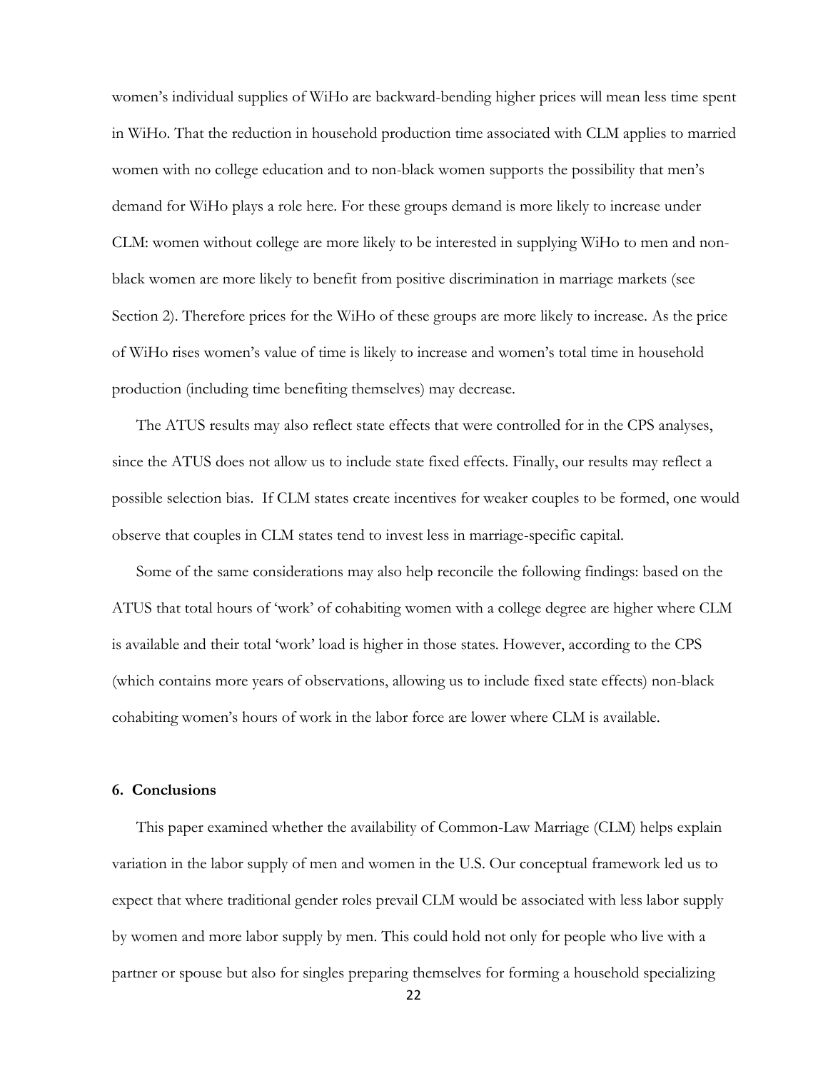women's individual supplies of WiHo are backward-bending higher prices will mean less time spent in WiHo. That the reduction in household production time associated with CLM applies to married women with no college education and to non-black women supports the possibility that men's demand for WiHo plays a role here. For these groups demand is more likely to increase under CLM: women without college are more likely to be interested in supplying WiHo to men and non-black women are more likely to benefit from positive discrimination in marriage markets (see Section 2). Therefore prices for the WiHo of these groups are more likely to increase. As the price of WiHo rises women's value of time is likely to increase and women's total time in household production (including time benefiting themselves) may decrease.

The ATUS results may also reflect state effects that were controlled for in the CPS analyses, since the ATUS does not allow us to include state fixed effects. Finally, our results may reflect a possible selection bias. If CLM states create incentives for weaker couples to be formed, one would observe that couples in CLM states tend to invest less in marriage-specific capital.

Some of the same considerations may also help reconcile the following findings: based on the ATUS that total hours of 'work' of cohabiting women with a college degree are higher where CLM is available and their total 'work' load is higher in those states. However, according to the CPS (which contains more years of observations, allowing us to include fixed state effects) non-black cohabiting women's hours of work in the labor force are lower where CLM is available.

## 6. Conclusions

This paper examined whether the availability of Common-Law Marriage (CLM) helps explain variation in the labor supply of men and women in the U.S. Our conceptual framework led us to expect that where traditional gender roles prevail CLM would be associated with less labor supply by women and more labor supply by men. This could hold not only for people who live with a partner or spouse but also for singles preparing themselves for forming a household specializing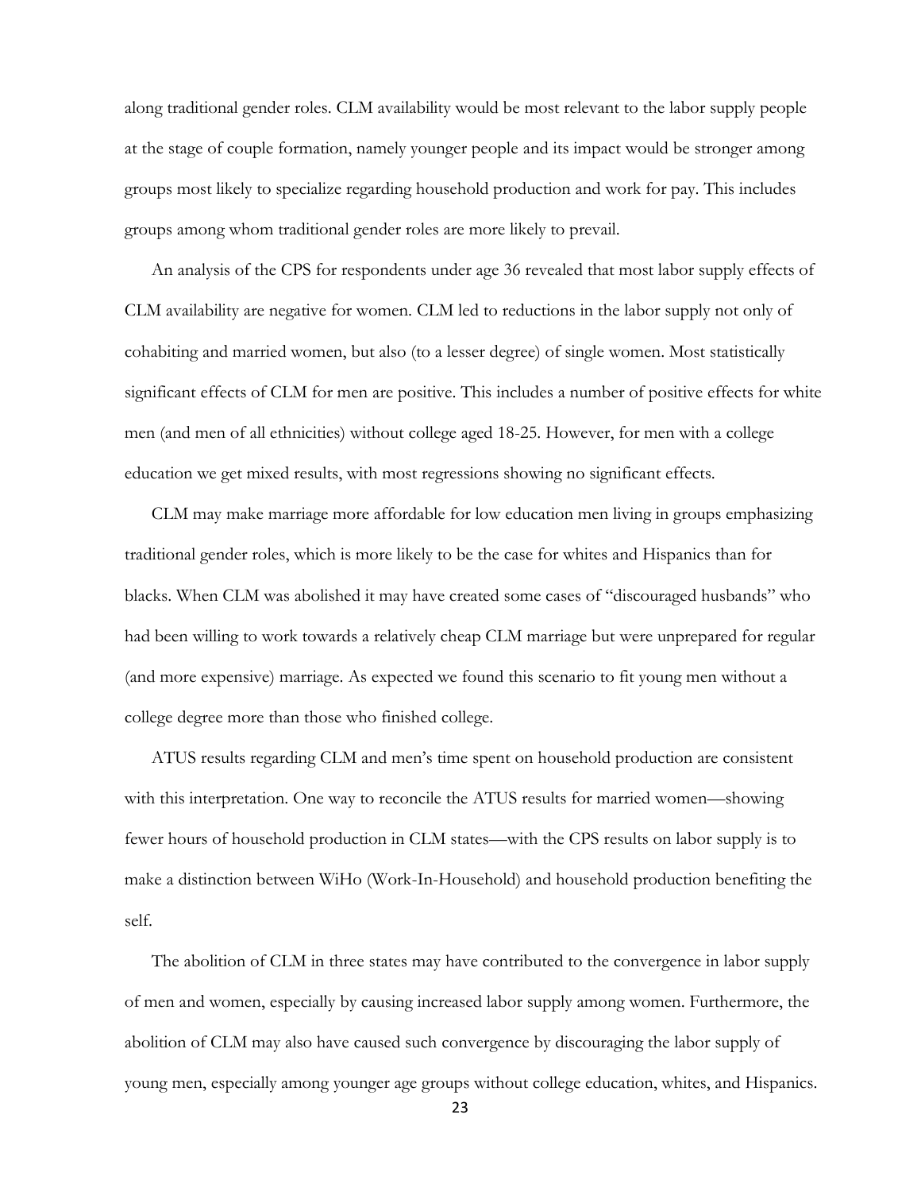along traditional gender roles. CLM availability would be most relevant to the labor supply people at the stage of couple formation, namely younger people and its impact would be stronger among groups most likely to specialize regarding household production and work for pay. This includes groups among whom traditional gender roles are more likely to prevail.

An analysis of the CPS for respondents under age 36 revealed that most labor supply effects of CLM availability are negative for women. CLM led to reductions in the labor supply not only of cohabiting and married women, but also (to a lesser degree) of single women. Most statistically significant effects of CLM for men are positive. This includes a number of positive effects for white men (and men of all ethnicities) without college aged 18-25. However, for men with a college education we get mixed results, with most regressions showing no significant effects.

CLM may make marriage more affordable for low education men living in groups emphasizing traditional gender roles, which is more likely to be the case for whites and Hispanics than for blacks. When CLM was abolished it may have created some cases of "discouraged husbands" who had been willing to work towards a relatively cheap CLM marriage but were unprepared for regular (and more expensive) marriage. As expected we found this scenario to fit young men without a college degree more than those who finished college.

ATUS results regarding CLM and men's time spent on household production are consistent with this interpretation. One way to reconcile the ATUS results for married women—showing fewer hours of household production in CLM states—with the CPS results on labor supply is to make a distinction between WiHo (Work-In-Household) and household production benefiting the self.

The abolition of CLM in three states may have contributed to the convergence in labor supply of men and women, especially by causing increased labor supply among women. Furthermore, the abolition of CLM may also have caused such convergence by discouraging the labor supply of young men, especially among younger age groups without college education, whites, and Hispanics.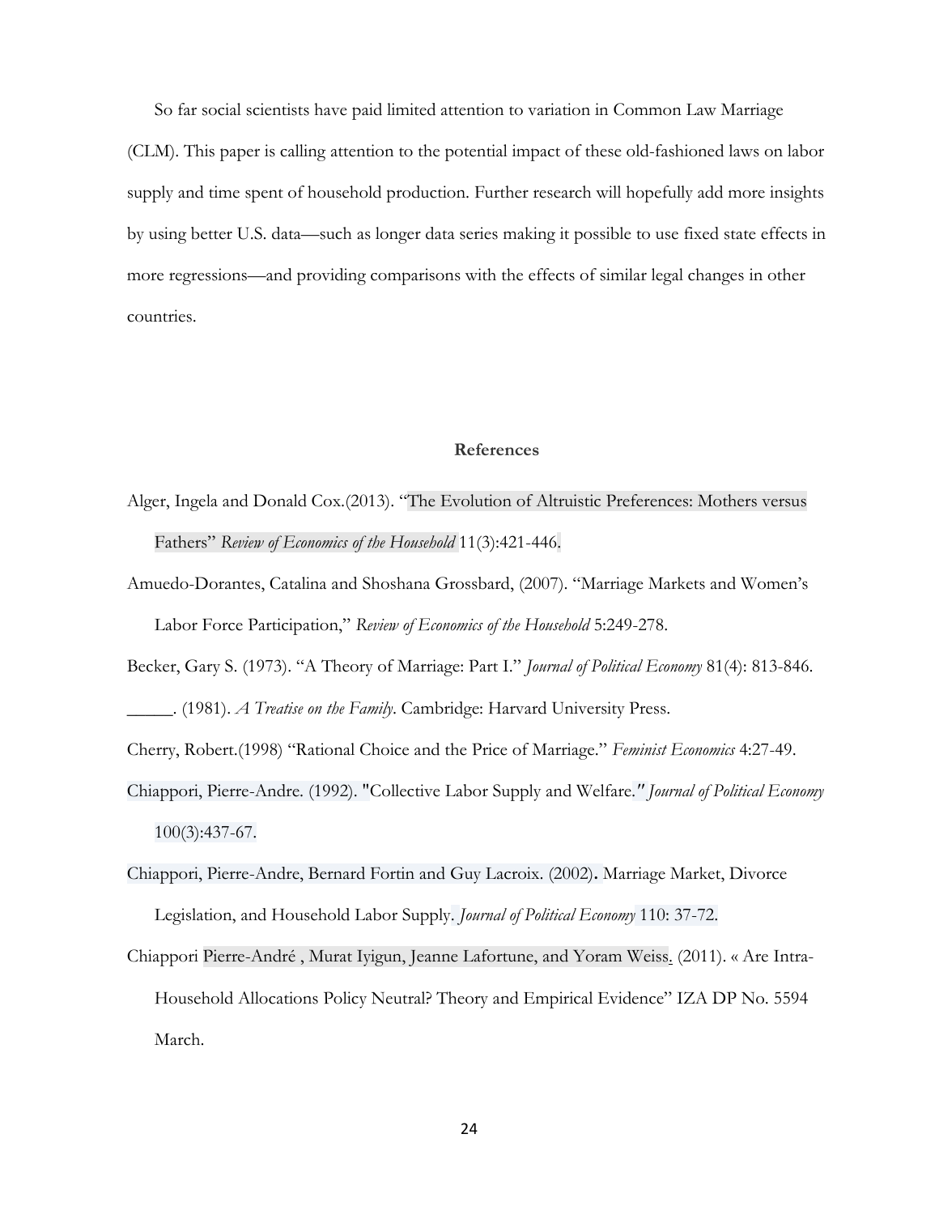So far social scientists have paid limited attention to variation in Common Law Marriage (CLM). This paper is calling attention to the potential impact of these old-fashioned laws on labor supply and time spent of household production. Further research will hopefully add more insights by using better U.S. data—such as longer data series making it possible to use fixed state effects in more regressions—and providing comparisons with the effects of similar legal changes in other countries.

## References

Alger, Ingela and Donald Cox.(2013). "The Evolution of Altruistic Preferences: Mothers versus Fathers" *Review of Economics of the Household* 11(3):421-446.

Amuedo-Dorantes, Catalina and Shoshana Grossbard, (2007). "Marriage Markets and Women's Labor Force Participation," *Review of Economics of the Household* 5:249-278.

Becker, Gary S. (1973). "A Theory of Marriage: Part I." *Journal of Political Economy* 81(4): 813-846.

_____. (1981). *A Treatise on the Family*. Cambridge: Harvard University Press.

Cherry, Robert.(1998) "Rational Choice and the Price of Marriage." *Feminist Economics* 4:27-49.

Chiappori, Pierre-Andre. (1992). "Collective Labor Supply and Welfare." *Journal of Political Economy* 100(3):437-67.

Chiappori, Pierre-Andre, Bernard Fortin and Guy Lacroix. (2002). Marriage Market, Divorce Legislation, and Household Labor Supply. *Journal of Political Economy* 110: 37-72.

Chiappori Pierre-André , Murat Iyigun, Jeanne Lafortune, and Yoram Weiss. (2011). « Are Intra-Household Allocations Policy Neutral? Theory and Empirical Evidence" IZA DP No. 5594 March.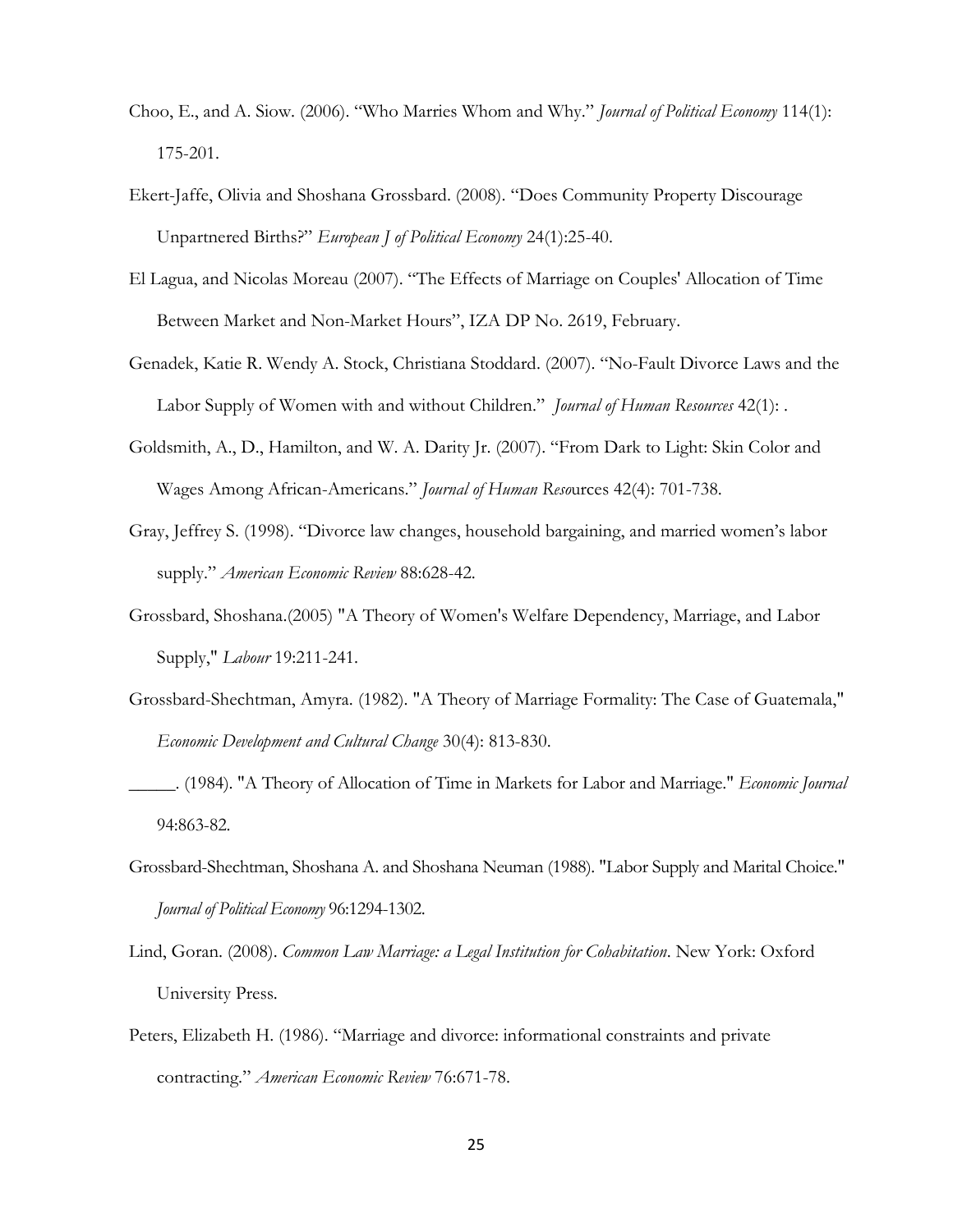Choo, E., and A. Siow. (2006). "Who Marries Whom and Why." *Journal of Political Economy* 114(1): 175-201.

Ekert-Jaffe, Olivia and Shoshana Grossbard. (2008). "Does Community Property Discourage Unpartnered Births?" *European J of Political Economy* 24(1):25-40.

El Lagua, and Nicolas Moreau (2007). "The Effects of Marriage on Couples' Allocation of Time Between Market and Non-Market Hours", IZA DP No. 2619, February.

Genadek, Katie R. Wendy A. Stock, Christiana Stoddard. (2007). "No-Fault Divorce Laws and the Labor Supply of Women with and without Children." *Journal of Human Resources* 42(1): .

Goldsmith, A., D., Hamilton, and W. A. Darity Jr. (2007). "From Dark to Light: Skin Color and Wages Among African-Americans." *Journal of Human Resources* 42(4): 701-738.

Gray, Jeffrey S. (1998). "Divorce law changes, household bargaining, and married women's labor supply." *American Economic Review* 88:628-42.

Grossbard, Shoshana.(2005) "A Theory of Women's Welfare Dependency, Marriage, and Labor Supply," *Labour* 19:211-241.

Grossbard-Shechtman, Amyra. (1982). "A Theory of Marriage Formality: The Case of Guatemala," *Economic Development and Cultural Change* 30(4): 813-830.

_____. (1984). "A Theory of Allocation of Time in Markets for Labor and Marriage." *Economic Journal* 94:863-82.

Grossbard-Shechtman, Shoshana A. and Shoshana Neuman (1988). "Labor Supply and Marital Choice." *Journal of Political Economy* 96:1294-1302.

Lind, Goran. (2008). *Common Law Marriage: a Legal Institution for Cohabitation*. New York: Oxford University Press.

Peters, Elizabeth H. (1986). "Marriage and divorce: informational constraints and private contracting." *American Economic Review* 76:671-78.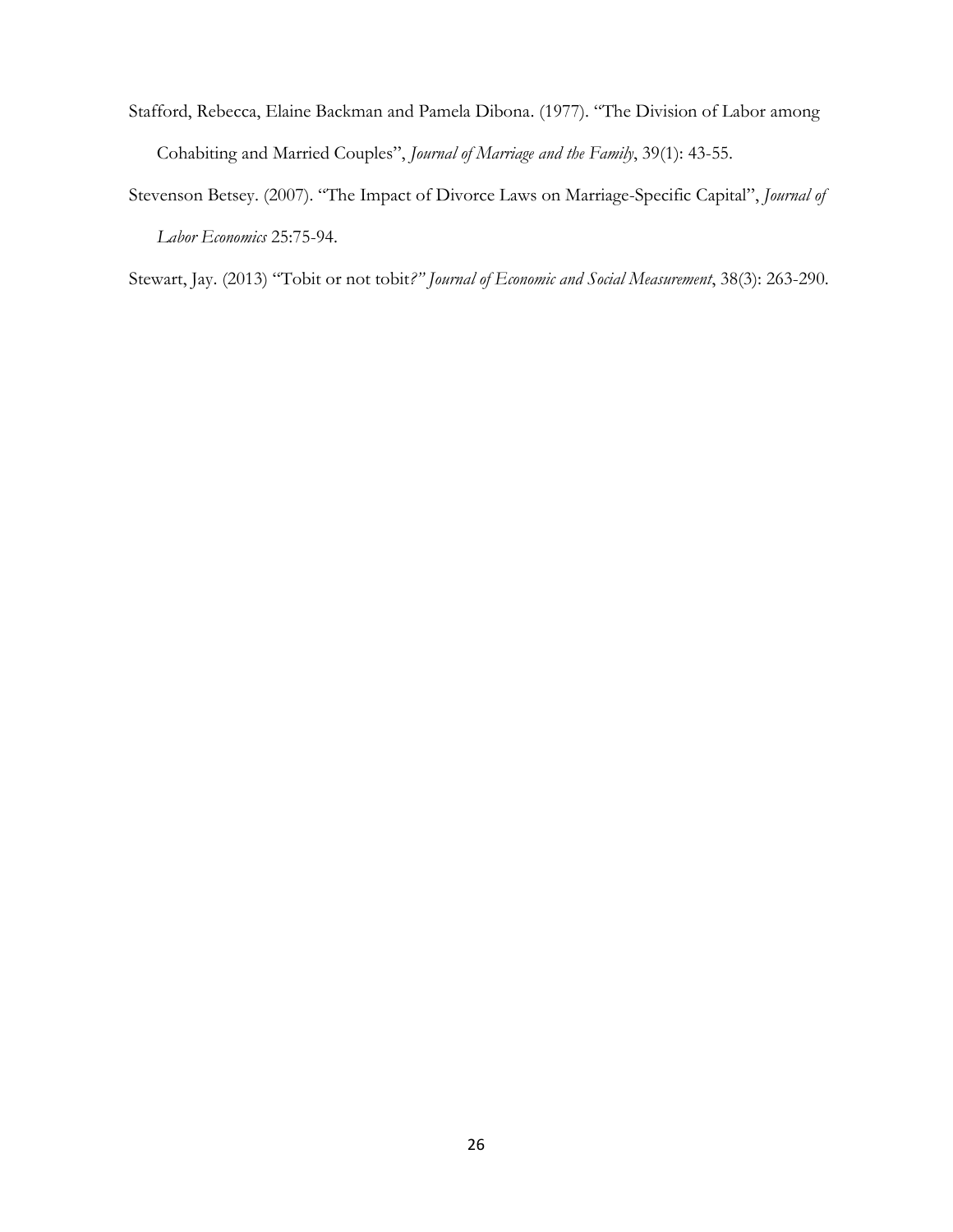Stafford, Rebecca, Elaine Backman and Pamela Dibona. (1977). "The Division of Labor among Cohabiting and Married Couples", *Journal of Marriage and the Family*, 39(1): 43-55.

Stevenson Betsey. (2007). "The Impact of Divorce Laws on Marriage-Specific Capital", *Journal of Labor Economics* 25:75-94.

Stewart, Jay. (2013) "Tobit or not tobit*?" Journal of Economic and Social Measurement*, 38(3): 263-290.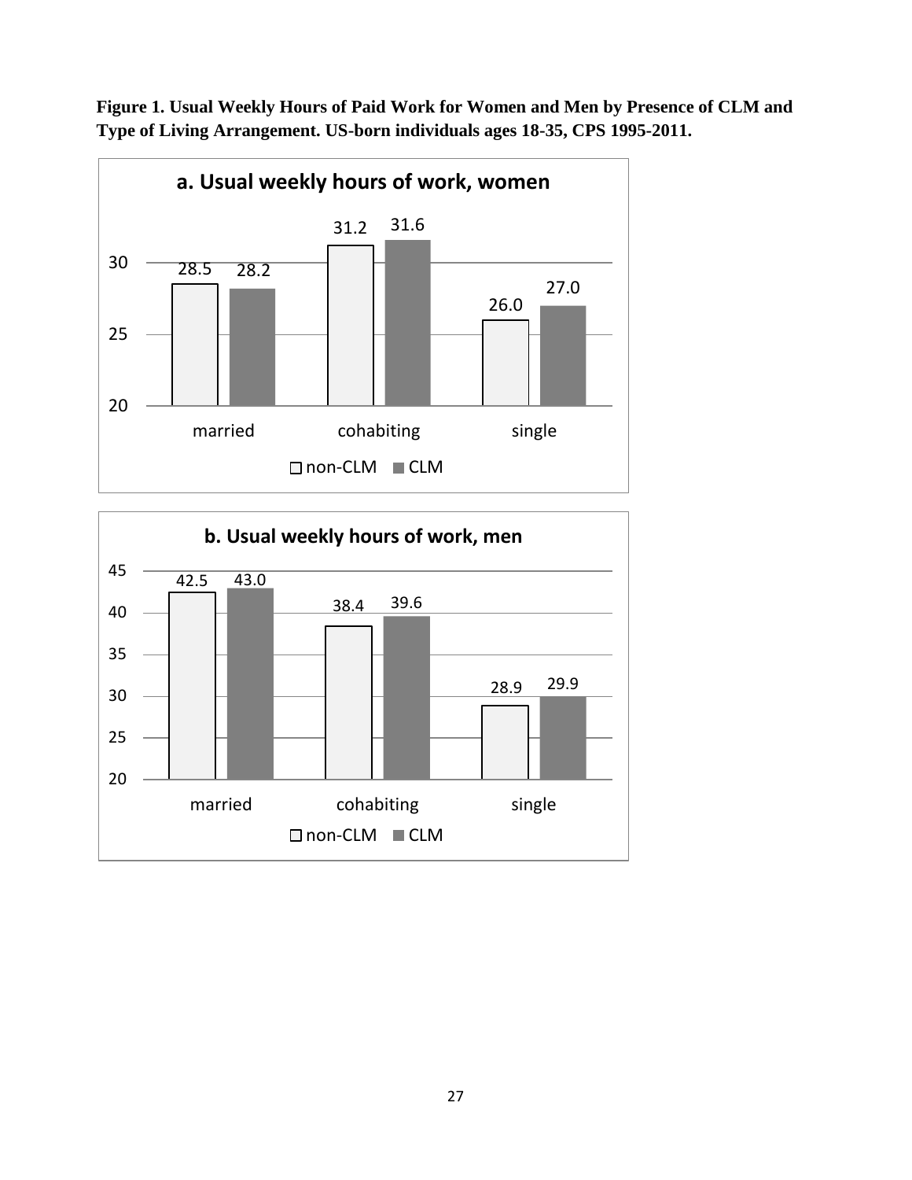**Figure 1. Usual Weekly Hours of Paid Work for Women and Men by Presence of CLM and Type of Living Arrangement. US-born individuals ages 18-35, CPS 1995-2011.**

**a. Usual weekly hours of work, women**

| | non-CLM | CLM |
|---|---|---|
| married | 28.5 | 28.2 |
| cohabiting | 31.2 | 31.6 |
| single | 26.0 | 27.0 |

**b. Usual weekly hours of work, men**

| | non-CLM | CLM |
|---|---|---|
| married | 42.5 | 43.0 |
| cohabiting | 38.4 | 39.6 |
| single | 28.9 | 29.9 |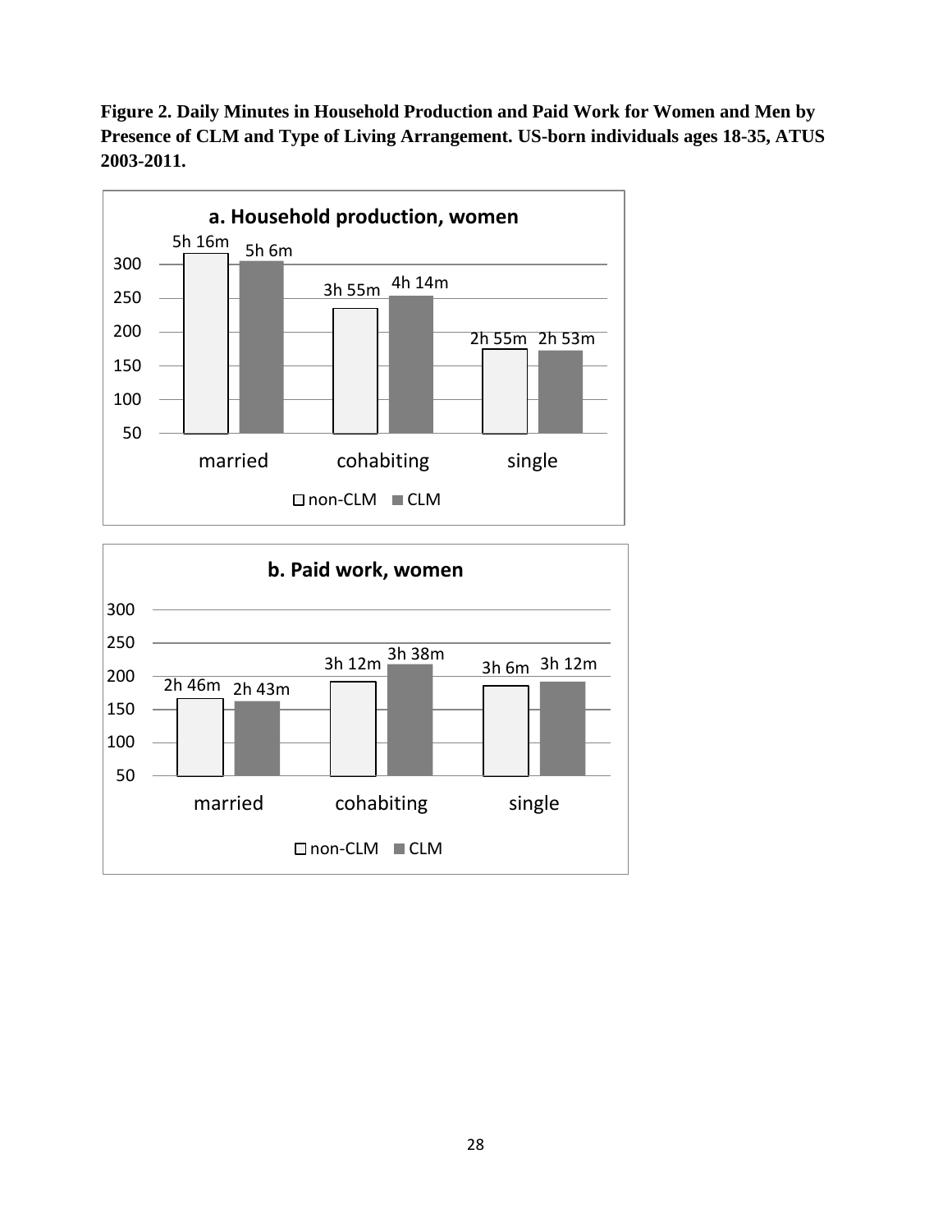**Figure 2. Daily Minutes in Household Production and Paid Work for Women and Men by Presence of CLM and Type of Living Arrangement. US-born individuals ages 18-35, ATUS 2003-2011.**

**a. Household production, women**

| | non-CLM | CLM |
|---|---|---|
| married | 5h 16m | 5h 6m |
| cohabiting | 3h 55m | 4h 14m |
| single | 2h 55m | 2h 53m |

**b. Paid work, women**

| | non-CLM | CLM |
|---|---|---|
| married | 2h 46m | 2h 43m |
| cohabiting | 3h 12m | 3h 38m |
| single | 3h 6m | 3h 12m |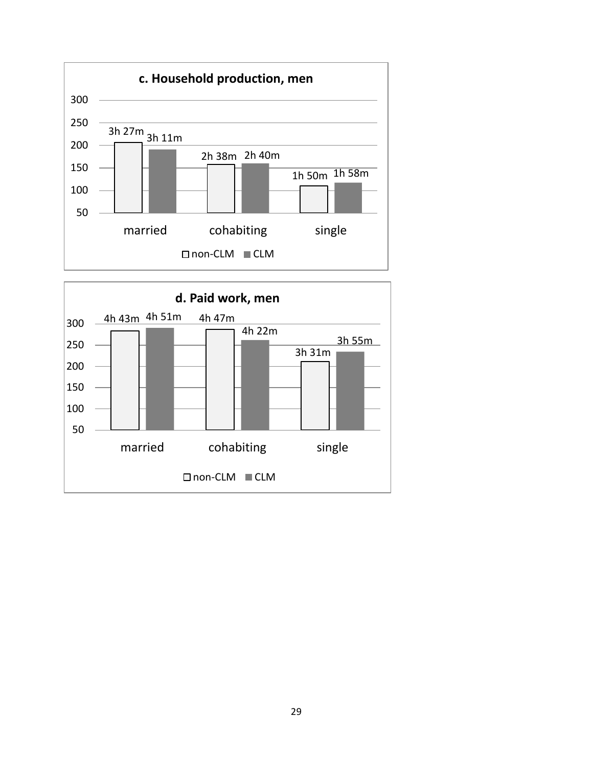**c. Household production, men**

| | non-CLM | CLM |
|---|---|---|
| married | 3h 27m | 3h 11m |
| cohabiting | 2h 38m | 2h 40m |
| single | 1h 50m | 1h 58m |

**d. Paid work, men**

| | non-CLM | CLM |
|---|---|---|
| married | 4h 43m | 4h 51m |
| cohabiting | 4h 47m | 4h 22m |
| single | 3h 31m | 3h 55m |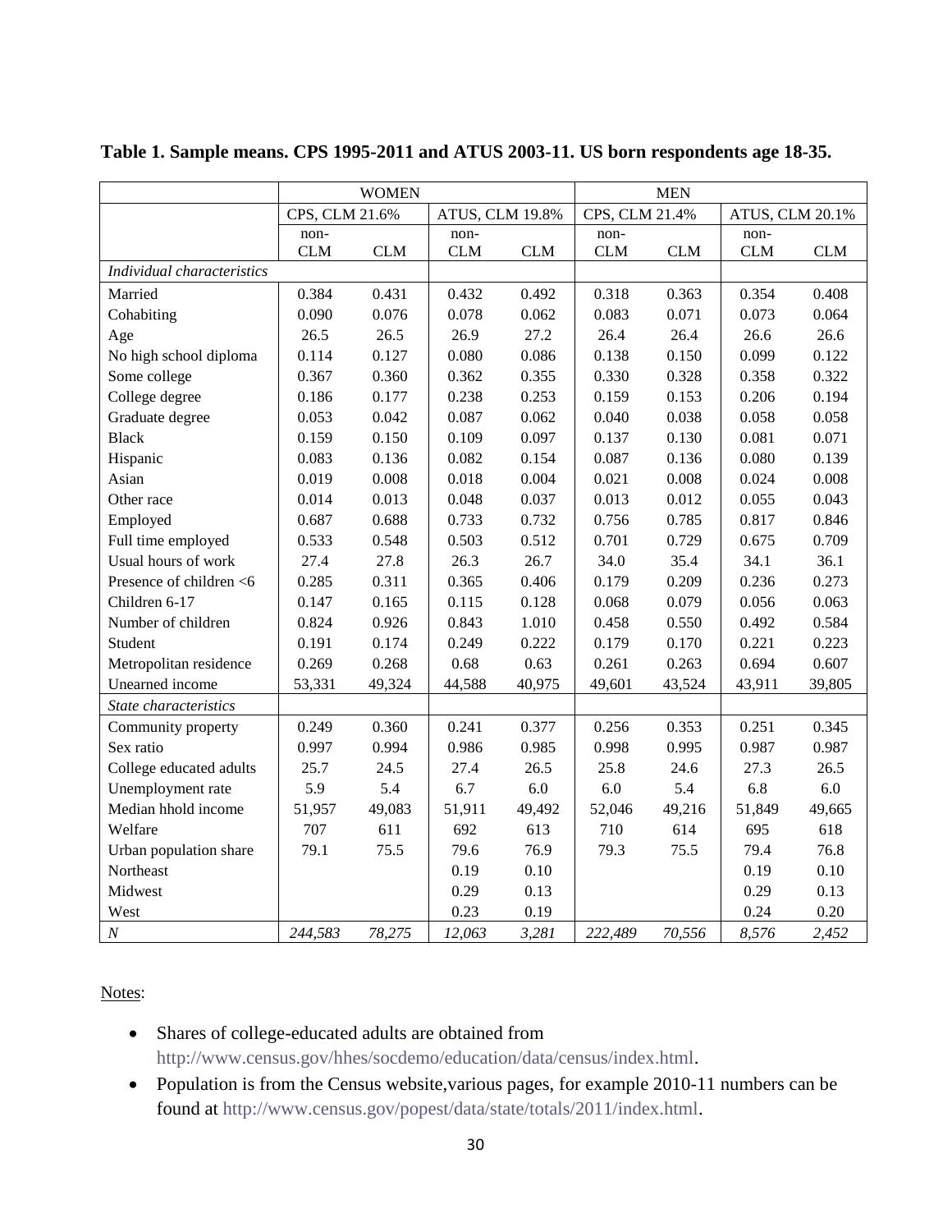**Table 1. Sample means. CPS 1995-2011 and ATUS 2003-11. US born respondents age 18-35.**

| | WOMEN | | | | MEN | | | |
|---|---|---|---|---|---|---|---|---|
| | CPS, CLM 21.6% | | ATUS, CLM 19.8% | | CPS, CLM 21.4% | | ATUS, CLM 20.1% | |
| | non-CLM | CLM | non-CLM | CLM | non-CLM | CLM | non-CLM | CLM |
| *Individual characteristics* | | | | | | | | |
| Married | 0.384 | 0.431 | 0.432 | 0.492 | 0.318 | 0.363 | 0.354 | 0.408 |
| Cohabiting | 0.090 | 0.076 | 0.078 | 0.062 | 0.083 | 0.071 | 0.073 | 0.064 |
| Age | 26.5 | 26.5 | 26.9 | 27.2 | 26.4 | 26.4 | 26.6 | 26.6 |
| No high school diploma | 0.114 | 0.127 | 0.080 | 0.086 | 0.138 | 0.150 | 0.099 | 0.122 |
| Some college | 0.367 | 0.360 | 0.362 | 0.355 | 0.330 | 0.328 | 0.358 | 0.322 |
| College degree | 0.186 | 0.177 | 0.238 | 0.253 | 0.159 | 0.153 | 0.206 | 0.194 |
| Graduate degree | 0.053 | 0.042 | 0.087 | 0.062 | 0.040 | 0.038 | 0.058 | 0.058 |
| Black | 0.159 | 0.150 | 0.109 | 0.097 | 0.137 | 0.130 | 0.081 | 0.071 |
| Hispanic | 0.083 | 0.136 | 0.082 | 0.154 | 0.087 | 0.136 | 0.080 | 0.139 |
| Asian | 0.019 | 0.008 | 0.018 | 0.004 | 0.021 | 0.008 | 0.024 | 0.008 |
| Other race | 0.014 | 0.013 | 0.048 | 0.037 | 0.013 | 0.012 | 0.055 | 0.043 |
| Employed | 0.687 | 0.688 | 0.733 | 0.732 | 0.756 | 0.785 | 0.817 | 0.846 |
| Full time employed | 0.533 | 0.548 | 0.503 | 0.512 | 0.701 | 0.729 | 0.675 | 0.709 |
| Usual hours of work | 27.4 | 27.8 | 26.3 | 26.7 | 34.0 | 35.4 | 34.1 | 36.1 |
| Presence of children <6 | 0.285 | 0.311 | 0.365 | 0.406 | 0.179 | 0.209 | 0.236 | 0.273 |
| Children 6-17 | 0.147 | 0.165 | 0.115 | 0.128 | 0.068 | 0.079 | 0.056 | 0.063 |
| Number of children | 0.824 | 0.926 | 0.843 | 1.010 | 0.458 | 0.550 | 0.492 | 0.584 |
| Student | 0.191 | 0.174 | 0.249 | 0.222 | 0.179 | 0.170 | 0.221 | 0.223 |
| Metropolitan residence | 0.269 | 0.268 | 0.68 | 0.63 | 0.261 | 0.263 | 0.694 | 0.607 |
| Unearned income | 53,331 | 49,324 | 44,588 | 40,975 | 49,601 | 43,524 | 43,911 | 39,805 |
| *State characteristics* | | | | | | | | |
| Community property | 0.249 | 0.360 | 0.241 | 0.377 | 0.256 | 0.353 | 0.251 | 0.345 |
| Sex ratio | 0.997 | 0.994 | 0.986 | 0.985 | 0.998 | 0.995 | 0.987 | 0.987 |
| College educated adults | 25.7 | 24.5 | 27.4 | 26.5 | 25.8 | 24.6 | 27.3 | 26.5 |
| Unemployment rate | 5.9 | 5.4 | 6.7 | 6.0 | 6.0 | 5.4 | 6.8 | 6.0 |
| Median hhold income | 51,957 | 49,083 | 51,911 | 49,492 | 52,046 | 49,216 | 51,849 | 49,665 |
| Welfare | 707 | 611 | 692 | 613 | 710 | 614 | 695 | 618 |
| Urban population share | 79.1 | 75.5 | 79.6 | 76.9 | 79.3 | 75.5 | 79.4 | 76.8 |
| Northeast | | | 0.19 | 0.10 | | | 0.19 | 0.10 |
| Midwest | | | 0.29 | 0.13 | | | 0.29 | 0.13 |
| West | | | 0.23 | 0.19 | | | 0.24 | 0.20 |
| *N* | *244,583* | *78,275* | *12,063* | *3,281* | *222,489* | *70,556* | *8,576* | *2,452* |

Notes:

- Shares of college-educated adults are obtained from http://www.census.gov/hhes/socdemo/education/data/census/index.html.
- Population is from the Census website,various pages, for example 2010-11 numbers can be found at http://www.census.gov/popest/data/state/totals/2011/index.html.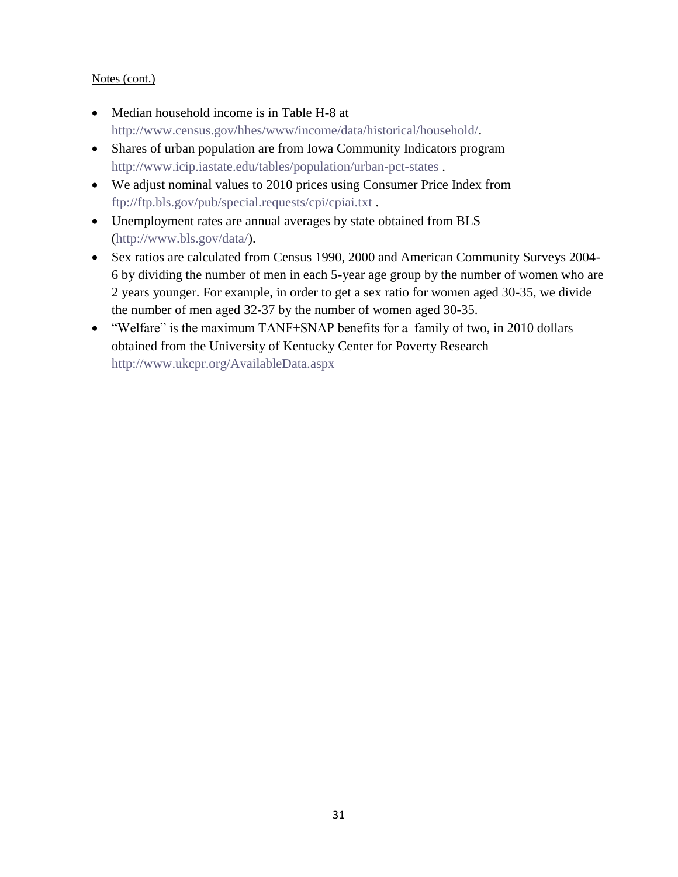Notes (cont.)

- Median household income is in Table H-8 at http://www.census.gov/hhes/www/income/data/historical/household/.
- Shares of urban population are from Iowa Community Indicators program http://www.icip.iastate.edu/tables/population/urban-pct-states .
- We adjust nominal values to 2010 prices using Consumer Price Index from ftp://ftp.bls.gov/pub/special.requests/cpi/cpiai.txt .
- Unemployment rates are annual averages by state obtained from BLS (http://www.bls.gov/data/).
- Sex ratios are calculated from Census 1990, 2000 and American Community Surveys 2004-6 by dividing the number of men in each 5-year age group by the number of women who are 2 years younger. For example, in order to get a sex ratio for women aged 30-35, we divide the number of men aged 32-37 by the number of women aged 30-35.
- "Welfare" is the maximum TANF+SNAP benefits for a family of two, in 2010 dollars obtained from the University of Kentucky Center for Poverty Research http://www.ukcpr.org/AvailableData.aspx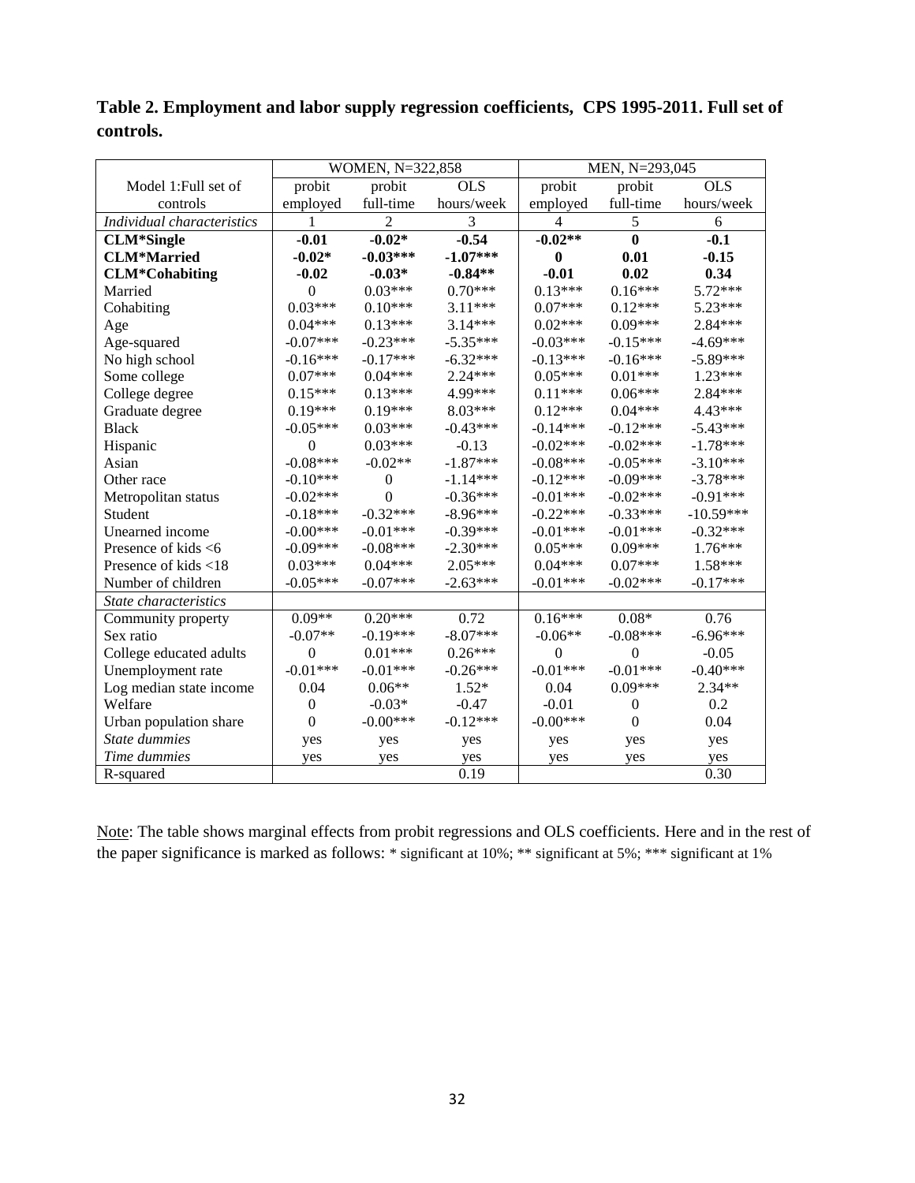**Table 2. Employment and labor supply regression coefficients, CPS 1995-2011. Full set of controls.**

| | WOMEN, N=322,858 | | | MEN, N=293,045 | | |
|---|---|---|---|---|---|---|
| Model 1:Full set of controls | probit employed | probit full-time | OLS hours/week | probit employed | probit full-time | OLS hours/week |
| *Individual characteristics* | 1 | 2 | 3 | 4 | 5 | 6 |
| **CLM*Single** | **-0.01** | **-0.02*** | **-0.54** | **-0.02**** | **0** | **-0.1** |
| **CLM*Married** | **-0.02*** | **-0.03***** | **-1.07***** | **0** | **0.01** | **-0.15** |
| **CLM*Cohabiting** | **-0.02** | **-0.03*** | **-0.84**** | **-0.01** | **0.02** | **0.34** |
| Married | 0 | 0.03*** | 0.70*** | 0.13*** | 0.16*** | 5.72*** |
| Cohabiting | 0.03*** | 0.10*** | 3.11*** | 0.07*** | 0.12*** | 5.23*** |
| Age | 0.04*** | 0.13*** | 3.14*** | 0.02*** | 0.09*** | 2.84*** |
| Age-squared | -0.07*** | -0.23*** | -5.35*** | -0.03*** | -0.15*** | -4.69*** |
| No high school | -0.16*** | -0.17*** | -6.32*** | -0.13*** | -0.16*** | -5.89*** |
| Some college | 0.07*** | 0.04*** | 2.24*** | 0.05*** | 0.01*** | 1.23*** |
| College degree | 0.15*** | 0.13*** | 4.99*** | 0.11*** | 0.06*** | 2.84*** |
| Graduate degree | 0.19*** | 0.19*** | 8.03*** | 0.12*** | 0.04*** | 4.43*** |
| Black | -0.05*** | 0.03*** | -0.43*** | -0.14*** | -0.12*** | -5.43*** |
| Hispanic | 0 | 0.03*** | -0.13 | -0.02*** | -0.02*** | -1.78*** |
| Asian | -0.08*** | -0.02** | -1.87*** | -0.08*** | -0.05*** | -3.10*** |
| Other race | -0.10*** | 0 | -1.14*** | -0.12*** | -0.09*** | -3.78*** |
| Metropolitan status | -0.02*** | 0 | -0.36*** | -0.01*** | -0.02*** | -0.91*** |
| Student | -0.18*** | -0.32*** | -8.96*** | -0.22*** | -0.33*** | -10.59*** |
| Unearned income | -0.00*** | -0.01*** | -0.39*** | -0.01*** | -0.01*** | -0.32*** |
| Presence of kids <6 | -0.09*** | -0.08*** | -2.30*** | 0.05*** | 0.09*** | 1.76*** |
| Presence of kids <18 | 0.03*** | 0.04*** | 2.05*** | 0.04*** | 0.07*** | 1.58*** |
| Number of children | -0.05*** | -0.07*** | -2.63*** | -0.01*** | -0.02*** | -0.17*** |
| *State characteristics* | | | | | | |
| Community property | 0.09** | 0.20*** | 0.72 | 0.16*** | 0.08* | 0.76 |
| Sex ratio | -0.07** | -0.19*** | -8.07*** | -0.06** | -0.08*** | -6.96*** |
| College educated adults | 0 | 0.01*** | 0.26*** | 0 | 0 | -0.05 |
| Unemployment rate | -0.01*** | -0.01*** | -0.26*** | -0.01*** | -0.01*** | -0.40*** |
| Log median state income | 0.04 | 0.06** | 1.52* | 0.04 | 0.09*** | 2.34** |
| Welfare | 0 | -0.03* | -0.47 | -0.01 | 0 | 0.2 |
| Urban population share | 0 | -0.00*** | -0.12*** | -0.00*** | 0 | 0.04 |
| *State dummies* | yes | yes | yes | yes | yes | yes |
| *Time dummies* | yes | yes | yes | yes | yes | yes |
| R-squared | | | 0.19 | | | 0.30 |

Note: The table shows marginal effects from probit regressions and OLS coefficients. Here and in the rest of the paper significance is marked as follows: * significant at 10%; ** significant at 5%; *** significant at 1%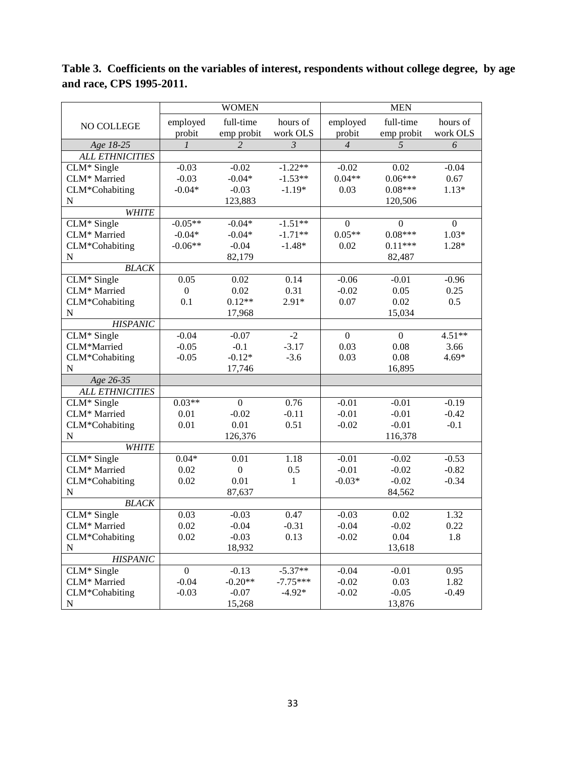**Table 3. Coefficients on the variables of interest, respondents without college degree, by age and race, CPS 1995-2011.**

| NO COLLEGE | WOMEN | | | MEN | | |
|---|---|---|---|---|---|---|
| | employed probit | full-time emp probit | hours of work OLS | employed probit | full-time emp probit | hours of work OLS |
| *Age 18-25* | *1* | *2* | *3* | *4* | *5* | *6* |
| *ALL ETHNICITIES* | | | | | | |
| CLM* Single | -0.03 | -0.02 | -1.22** | -0.02 | 0.02 | -0.04 |
| CLM* Married | -0.03 | -0.04* | -1.53** | 0.04** | 0.06*** | 0.67 |
| CLM*Cohabiting | -0.04* | -0.03 | -1.19* | 0.03 | 0.08*** | 1.13* |
| N | | 123,883 | | | 120,506 | |
| *WHITE* | | | | | | |
| CLM* Single | -0.05** | -0.04* | -1.51** | 0 | 0 | 0 |
| CLM* Married | -0.04* | -0.04* | -1.71** | 0.05** | 0.08*** | 1.03* |
| CLM*Cohabiting | -0.06** | -0.04 | -1.48* | 0.02 | 0.11*** | 1.28* |
| N | | 82,179 | | | 82,487 | |
| *BLACK* | | | | | | |
| CLM* Single | 0.05 | 0.02 | 0.14 | -0.06 | -0.01 | -0.96 |
| CLM* Married | 0 | 0.02 | 0.31 | -0.02 | 0.05 | 0.25 |
| CLM*Cohabiting | 0.1 | 0.12** | 2.91* | 0.07 | 0.02 | 0.5 |
| N | | 17,968 | | | 15,034 | |
| *HISPANIC* | | | | | | |
| CLM* Single | -0.04 | -0.07 | -2 | 0 | 0 | 4.51** |
| CLM*Married | -0.05 | -0.1 | -3.17 | 0.03 | 0.08 | 3.66 |
| CLM*Cohabiting | -0.05 | -0.12* | -3.6 | 0.03 | 0.08 | 4.69* |
| N | | 17,746 | | | 16,895 | |
| *Age 26-35* | | | | | | |
| *ALL ETHNICITIES* | | | | | | |
| CLM* Single | 0.03** | 0 | 0.76 | -0.01 | -0.01 | -0.19 |
| CLM* Married | 0.01 | -0.02 | -0.11 | -0.01 | -0.01 | -0.42 |
| CLM*Cohabiting | 0.01 | 0.01 | 0.51 | -0.02 | -0.01 | -0.1 |
| N | | 126,376 | | | 116,378 | |
| *WHITE* | | | | | | |
| CLM* Single | 0.04* | 0.01 | 1.18 | -0.01 | -0.02 | -0.53 |
| CLM* Married | 0.02 | 0 | 0.5 | -0.01 | -0.02 | -0.82 |
| CLM*Cohabiting | 0.02 | 0.01 | 1 | -0.03* | -0.02 | -0.34 |
| N | | 87,637 | | | 84,562 | |
| *BLACK* | | | | | | |
| CLM* Single | 0.03 | -0.03 | 0.47 | -0.03 | 0.02 | 1.32 |
| CLM* Married | 0.02 | -0.04 | -0.31 | -0.04 | -0.02 | 0.22 |
| CLM*Cohabiting | 0.02 | -0.03 | 0.13 | -0.02 | 0.04 | 1.8 |
| N | | 18,932 | | | 13,618 | |
| *HISPANIC* | | | | | | |
| CLM* Single | 0 | -0.13 | -5.37** | -0.04 | -0.01 | 0.95 |
| CLM* Married | -0.04 | -0.20** | -7.75*** | -0.02 | 0.03 | 1.82 |
| CLM*Cohabiting | -0.03 | -0.07 | -4.92* | -0.02 | -0.05 | -0.49 |
| N | | 15,268 | | | 13,876 | |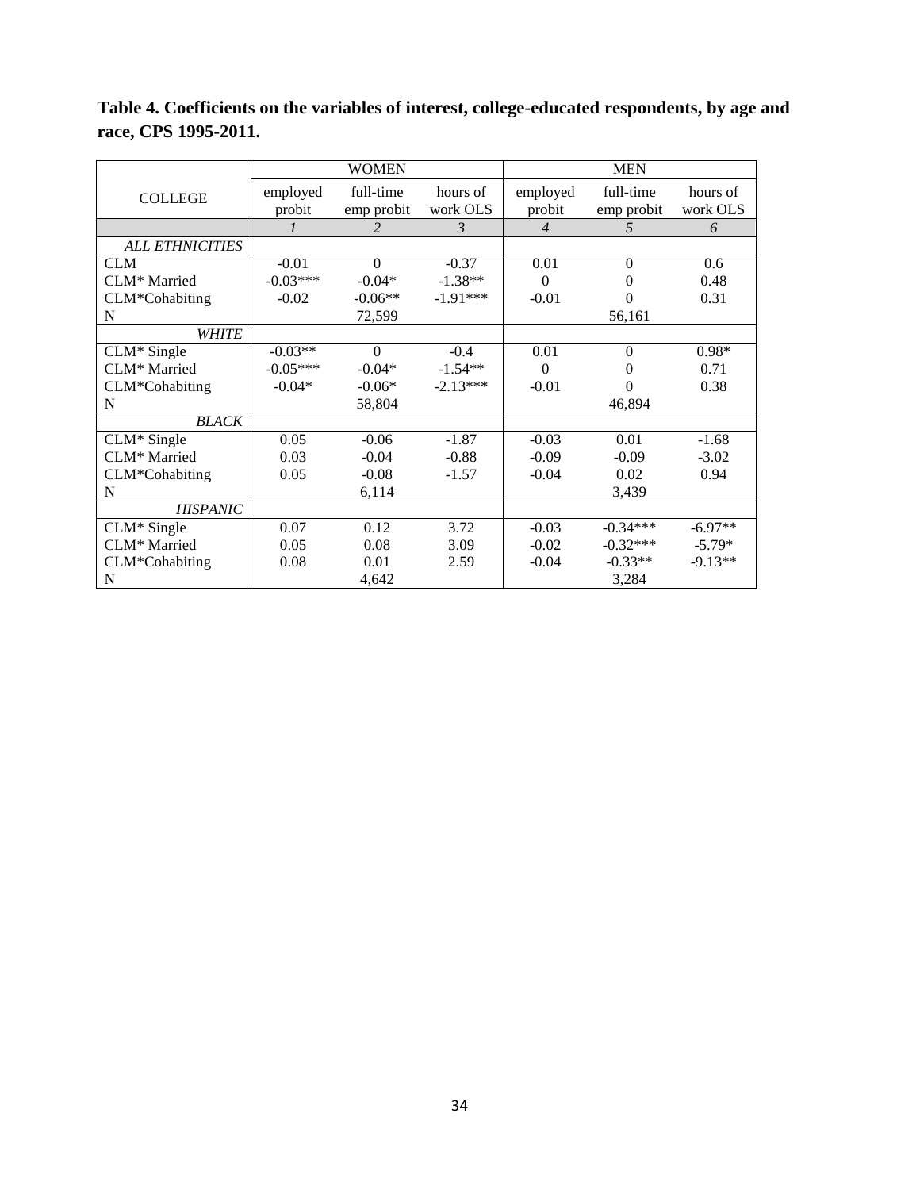**Table 4. Coefficients on the variables of interest, college-educated respondents, by age and race, CPS 1995-2011.**

| COLLEGE | WOMEN | | | MEN | | |
|---|---|---|---|---|---|---|
| | employed probit | full-time emp probit | hours of work OLS | employed probit | full-time emp probit | hours of work OLS |
| | *1* | *2* | *3* | *4* | *5* | *6* |
| *ALL ETHNICITIES* | | | | | | |
| CLM | -0.01 | 0 | -0.37 | 0.01 | 0 | 0.6 |
| CLM* Married | -0.03*** | -0.04* | -1.38** | 0 | 0 | 0.48 |
| CLM*Cohabiting | -0.02 | -0.06** | -1.91*** | -0.01 | 0 | 0.31 |
| N | | 72,599 | | | 56,161 | |
| *WHITE* | | | | | | |
| CLM* Single | -0.03** | 0 | -0.4 | 0.01 | 0 | 0.98* |
| CLM* Married | -0.05*** | -0.04* | -1.54** | 0 | 0 | 0.71 |
| CLM*Cohabiting | -0.04* | -0.06* | -2.13*** | -0.01 | 0 | 0.38 |
| N | | 58,804 | | | 46,894 | |
| *BLACK* | | | | | | |
| CLM* Single | 0.05 | -0.06 | -1.87 | -0.03 | 0.01 | -1.68 |
| CLM* Married | 0.03 | -0.04 | -0.88 | -0.09 | -0.09 | -3.02 |
| CLM*Cohabiting | 0.05 | -0.08 | -1.57 | -0.04 | 0.02 | 0.94 |
| N | | 6,114 | | | 3,439 | |
| *HISPANIC* | | | | | | |
| CLM* Single | 0.07 | 0.12 | 3.72 | -0.03 | -0.34*** | -6.97** |
| CLM* Married | 0.05 | 0.08 | 3.09 | -0.02 | -0.32*** | -5.79* |
| CLM*Cohabiting | 0.08 | 0.01 | 2.59 | -0.04 | -0.33** | -9.13** |
| N | | 4,642 | | | 3,284 | |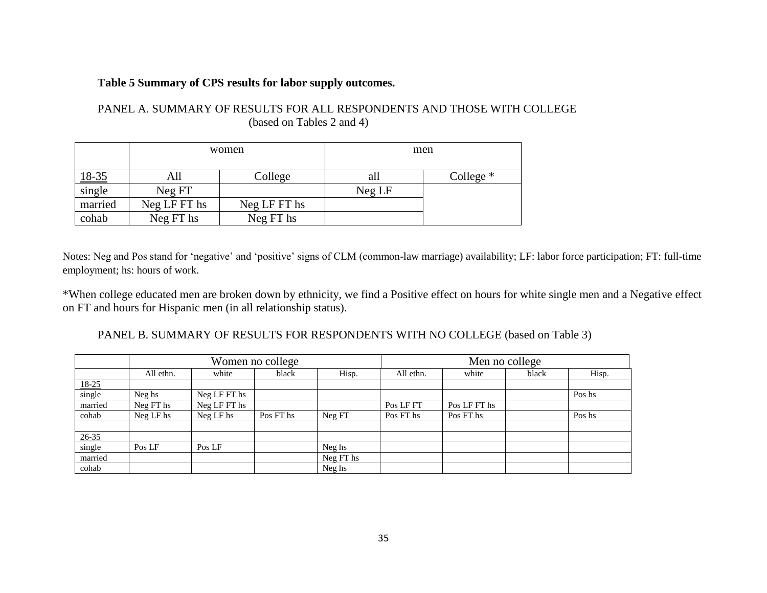**Table 5 Summary of CPS results for labor supply outcomes.**

PANEL A. SUMMARY OF RESULTS FOR ALL RESPONDENTS AND THOSE WITH COLLEGE (based on Tables 2 and 4)

| | women | | men | |
|---|---|---|---|---|
| 18-35 | All | College | all | College * |
| single | Neg FT | | Neg LF | |
| married | Neg LF FT hs | Neg LF FT hs | | |
| cohab | Neg FT hs | Neg FT hs | | |

Notes: Neg and Pos stand for 'negative' and 'positive' signs of CLM (common-law marriage) availability; LF: labor force participation; FT: full-time employment; hs: hours of work.

*When college educated men are broken down by ethnicity, we find a Positive effect on hours for white single men and a Negative effect on FT and hours for Hispanic men (in all relationship status).

PANEL B. SUMMARY OF RESULTS FOR RESPONDENTS WITH NO COLLEGE (based on Table 3)

| | Women no college | | | | Men no college | | | |
|---|---|---|---|---|---|---|---|---|
| | All ethn. | white | black | Hisp. | All ethn. | white | black | Hisp. |
| 18-25 | | | | | | | | |
| single | Neg hs | Neg LF FT hs | | | | | | Pos hs |
| married | Neg FT hs | Neg LF FT hs | | | Pos LF FT | Pos LF FT hs | | |
| cohab | Neg LF hs | Neg LF hs | Pos FT hs | Neg FT | Pos FT hs | Pos FT hs | | Pos hs |
| | | | | | | | | |
| 26-35 | | | | | | | | |
| single | Pos LF | Pos LF | | Neg hs | | | | |
| married | | | | Neg FT hs | | | | |
| cohab | | | | Neg hs | | | | |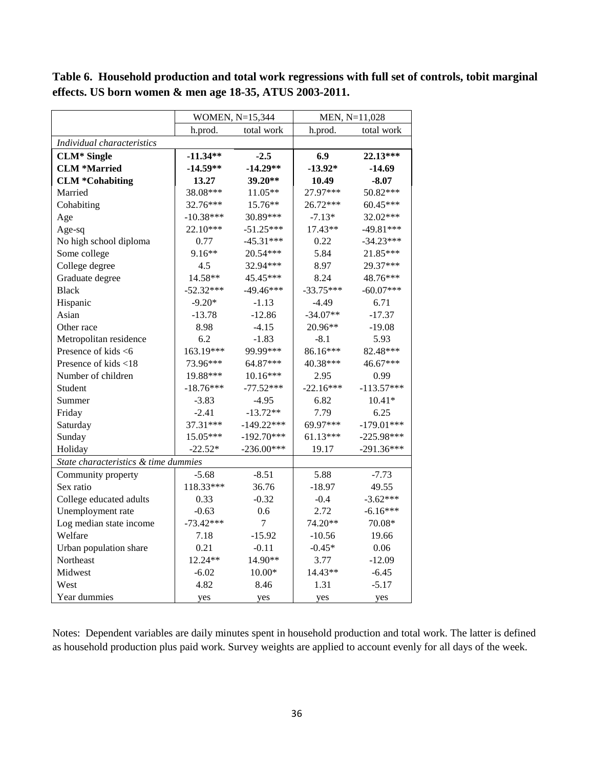**Table 6. Household production and total work regressions with full set of controls, tobit marginal effects. US born women & men age 18-35, ATUS 2003-2011.**

| | WOMEN, N=15,344 | | MEN, N=11,028 | |
|---|---|---|---|---|
| | h.prod. | total work | h.prod. | total work |
| *Individual characteristics* | | | | |
| **CLM* Single** | **-11.34\*\*** | **-2.5** | **6.9** | **22.13\*\*\*** |
| **CLM *Married** | **-14.59\*\*** | **-14.29\*\*** | **-13.92\*** | **-14.69** |
| **CLM *Cohabiting** | **13.27** | **39.20\*\*** | **10.49** | **-8.07** |
| Married | 38.08*** | 11.05** | 27.97*** | 50.82*** |
| Cohabiting | 32.76*** | 15.76** | 26.72*** | 60.45*** |
| Age | -10.38*** | 30.89*** | -7.13* | 32.02*** |
| Age-sq | 22.10*** | -51.25*** | 17.43** | -49.81*** |
| No high school diploma | 0.77 | -45.31*** | 0.22 | -34.23*** |
| Some college | 9.16** | 20.54*** | 5.84 | 21.85*** |
| College degree | 4.5 | 32.94*** | 8.97 | 29.37*** |
| Graduate degree | 14.58** | 45.45*** | 8.24 | 48.76*** |
| Black | -52.32*** | -49.46*** | -33.75*** | -60.07*** |
| Hispanic | -9.20* | -1.13 | -4.49 | 6.71 |
| Asian | -13.78 | -12.86 | -34.07** | -17.37 |
| Other race | 8.98 | -4.15 | 20.96** | -19.08 |
| Metropolitan residence | 6.2 | -1.83 | -8.1 | 5.93 |
| Presence of kids <6 | 163.19*** | 99.99*** | 86.16*** | 82.48*** |
| Presence of kids <18 | 73.96*** | 64.87*** | 40.38*** | 46.67*** |
| Number of children | 19.88*** | 10.16*** | 2.95 | 0.99 |
| Student | -18.76*** | -77.52*** | -22.16*** | -113.57*** |
| Summer | -3.83 | -4.95 | 6.82 | 10.41* |
| Friday | -2.41 | -13.72** | 7.79 | 6.25 |
| Saturday | 37.31*** | -149.22*** | 69.97*** | -179.01*** |
| Sunday | 15.05*** | -192.70*** | 61.13*** | -225.98*** |
| Holiday | -22.52* | -236.00*** | 19.17 | -291.36*** |
| *State characteristics & time dummies* | | | | |
| Community property | -5.68 | -8.51 | 5.88 | -7.73 |
| Sex ratio | 118.33*** | 36.76 | -18.97 | 49.55 |
| College educated adults | 0.33 | -0.32 | -0.4 | -3.62*** |
| Unemployment rate | -0.63 | 0.6 | 2.72 | -6.16*** |
| Log median state income | -73.42*** | 7 | 74.20** | 70.08* |
| Welfare | 7.18 | -15.92 | -10.56 | 19.66 |
| Urban population share | 0.21 | -0.11 | -0.45* | 0.06 |
| Northeast | 12.24** | 14.90** | 3.77 | -12.09 |
| Midwest | -6.02 | 10.00* | 14.43** | -6.45 |
| West | 4.82 | 8.46 | 1.31 | -5.17 |
| Year dummies | yes | yes | yes | yes |

Notes: Dependent variables are daily minutes spent in household production and total work. The latter is defined as household production plus paid work. Survey weights are applied to account evenly for all days of the week.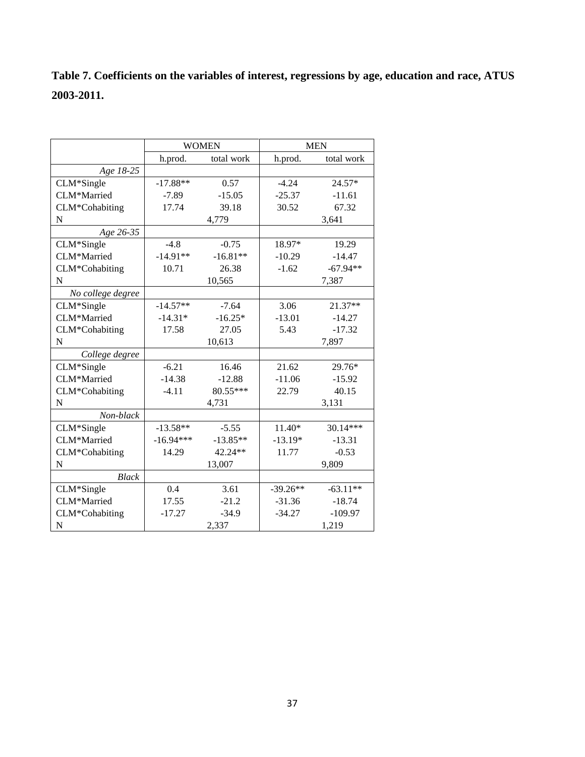**Table 7. Coefficients on the variables of interest, regressions by age, education and race, ATUS 2003-2011.**

| | WOMEN | | MEN | |
|---|---|---|---|---|
| | h.prod. | total work | h.prod. | total work |
| *Age 18-25* | | | | |
| CLM*Single | -17.88** | 0.57 | -4.24 | 24.57* |
| CLM*Married | -7.89 | -15.05 | -25.37 | -11.61 |
| CLM*Cohabiting | 17.74 | 39.18 | 30.52 | 67.32 |
| N | 4,779 | | 3,641 | |
| *Age 26-35* | | | | |
| CLM*Single | -4.8 | -0.75 | 18.97* | 19.29 |
| CLM*Married | -14.91** | -16.81** | -10.29 | -14.47 |
| CLM*Cohabiting | 10.71 | 26.38 | -1.62 | -67.94** |
| N | 10,565 | | 7,387 | |
| *No college degree* | | | | |
| CLM*Single | -14.57** | -7.64 | 3.06 | 21.37** |
| CLM*Married | -14.31* | -16.25* | -13.01 | -14.27 |
| CLM*Cohabiting | 17.58 | 27.05 | 5.43 | -17.32 |
| N | 10,613 | | 7,897 | |
| *College degree* | | | | |
| CLM*Single | -6.21 | 16.46 | 21.62 | 29.76* |
| CLM*Married | -14.38 | -12.88 | -11.06 | -15.92 |
| CLM*Cohabiting | -4.11 | 80.55*** | 22.79 | 40.15 |
| N | 4,731 | | 3,131 | |
| *Non-black* | | | | |
| CLM*Single | -13.58** | -5.55 | 11.40* | 30.14*** |
| CLM*Married | -16.94*** | -13.85** | -13.19* | -13.31 |
| CLM*Cohabiting | 14.29 | 42.24** | 11.77 | -0.53 |
| N | 13,007 | | 9,809 | |
| *Black* | | | | |
| CLM*Single | 0.4 | 3.61 | -39.26** | -63.11** |
| CLM*Married | 17.55 | -21.2 | -31.36 | -18.74 |
| CLM*Cohabiting | -17.27 | -34.9 | -34.27 | -109.97 |
| N | 2,337 | | 1,219 | |